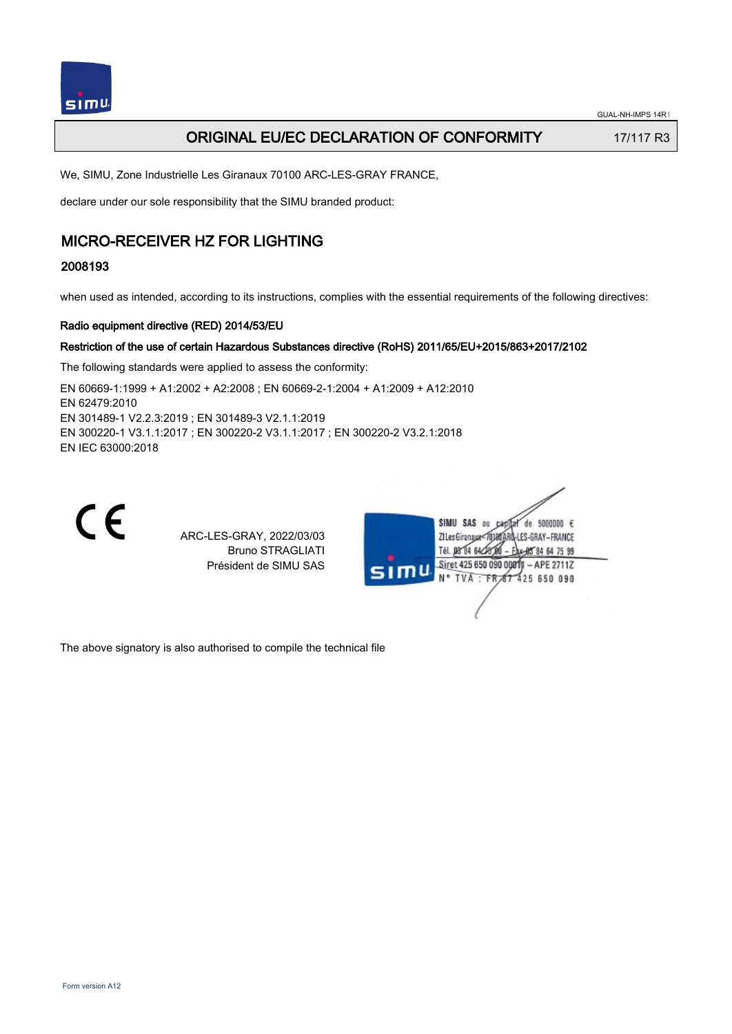# ORIGINAL EU/EC DECLARATION OF CONFORMITY

17/117 R3

We, SIMU, Zone Industrielle Les Giranaux 70100 ARC-LES-GRAY FRANCE,

declare under our sole responsibility that the SIMU branded product:

## MICRO-RECEIVER HZ FOR LIGHTING

### 2008193

when used as intended, according to its instructions, complies with the essential requirements of the following directives:

**Radio equipment directive (RED) 2014/53/EU**

**Restriction of the use of certain Hazardous Substances directive (RoHS) 2011/65/EU+2015/863+2017/2102**

The following standards were applied to assess the conformity:

EN 60669-1:1999 + A1:2002 + A2:2008 ; EN 60669-2-1:2004 + A1:2009 + A12:2010
EN 62479:2010
EN 301489-1 V2.2.3:2019 ; EN 301489-3 V2.1.1:2019
EN 300220-1 V3.1.1:2017 ; EN 300220-2 V3.1.1:2017 ; EN 300220-2 V3.2.1:2018
EN IEC 63000:2018

CE

ARC-LES-GRAY, 2022/03/03
Bruno STRAGLIATI
Président de SIMU SAS

SIMU SAS au capital de 5000000 €
ZI Les Giranaux 70100 ARC-LES-GRAY-FRANCE
Tél. 03 84 64 75 00 – Fax 03 84 64 75 99
Siret 425 650 090 00011 – APE 2711Z
N° TVA : FR 87 425 650 090

The above signatory is also authorised to compile the technical file

Form version A12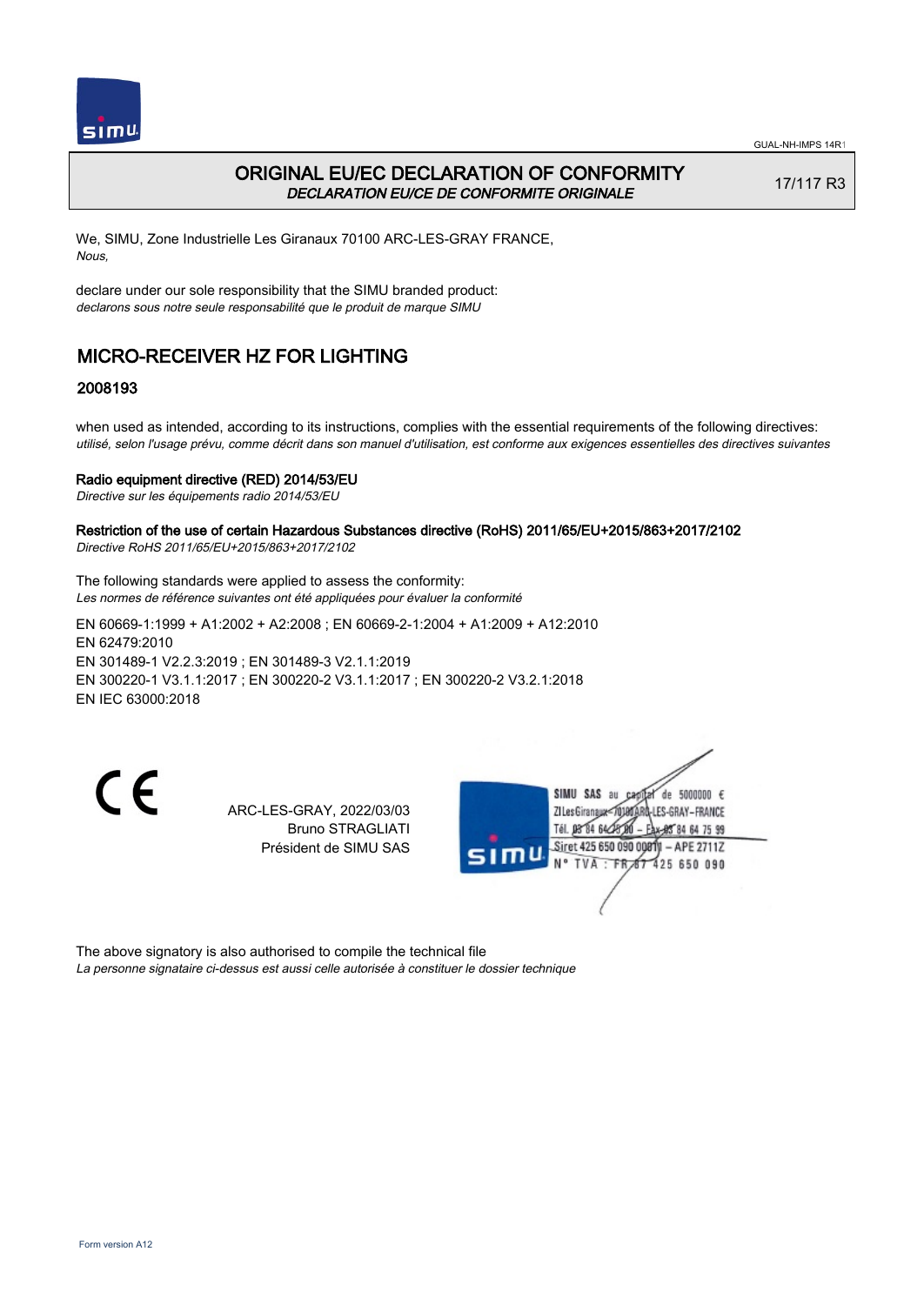GUAL-NH-IMPS 14R1

# ORIGINAL EU/EC DECLARATION OF CONFORMITY

*DECLARATION EU/CE DE CONFORMITE ORIGINALE*

17/117 R3

We, SIMU, Zone Industrielle Les Giranaux 70100 ARC-LES-GRAY FRANCE,
*Nous,*

declare under our sole responsibility that the SIMU branded product:
*declarons sous notre seule responsabilité que le produit de marque SIMU*

## MICRO-RECEIVER HZ FOR LIGHTING

### 2008193

when used as intended, according to its instructions, complies with the essential requirements of the following directives:
*utilisé, selon l'usage prévu, comme décrit dans son manuel d'utilisation, est conforme aux exigences essentielles des directives suivantes*

**Radio equipment directive (RED) 2014/53/EU**
*Directive sur les équipements radio 2014/53/EU*

**Restriction of the use of certain Hazardous Substances directive (RoHS) 2011/65/EU+2015/863+2017/2102**
*Directive RoHS 2011/65/EU+2015/863+2017/2102*

The following standards were applied to assess the conformity:
*Les normes de référence suivantes ont été appliquées pour évaluer la conformité*

EN 60669-1:1999 + A1:2002 + A2:2008 ; EN 60669-2-1:2004 + A1:2009 + A12:2010
EN 62479:2010
EN 301489-1 V2.2.3:2019 ; EN 301489-3 V2.1.1:2019
EN 300220-1 V3.1.1:2017 ; EN 300220-2 V3.1.1:2017 ; EN 300220-2 V3.2.1:2018
EN IEC 63000:2018

CE

ARC-LES-GRAY, 2022/03/03
Bruno STRAGLIATI
Président de SIMU SAS

SIMU SAS au capital de 5000000 €
ZI Les Giranaux 70100 ARC-LES-GRAY-FRANCE
Tél. 03 84 64 78 00 – Fax 03 84 64 75 99
Siret 425 650 090 00011 – APE 2711Z
N° TVA : FR 87 425 650 090

The above signatory is also authorised to compile the technical file
*La personne signataire ci-dessus est aussi celle autorisée à constituer le dossier technique*

Form version A12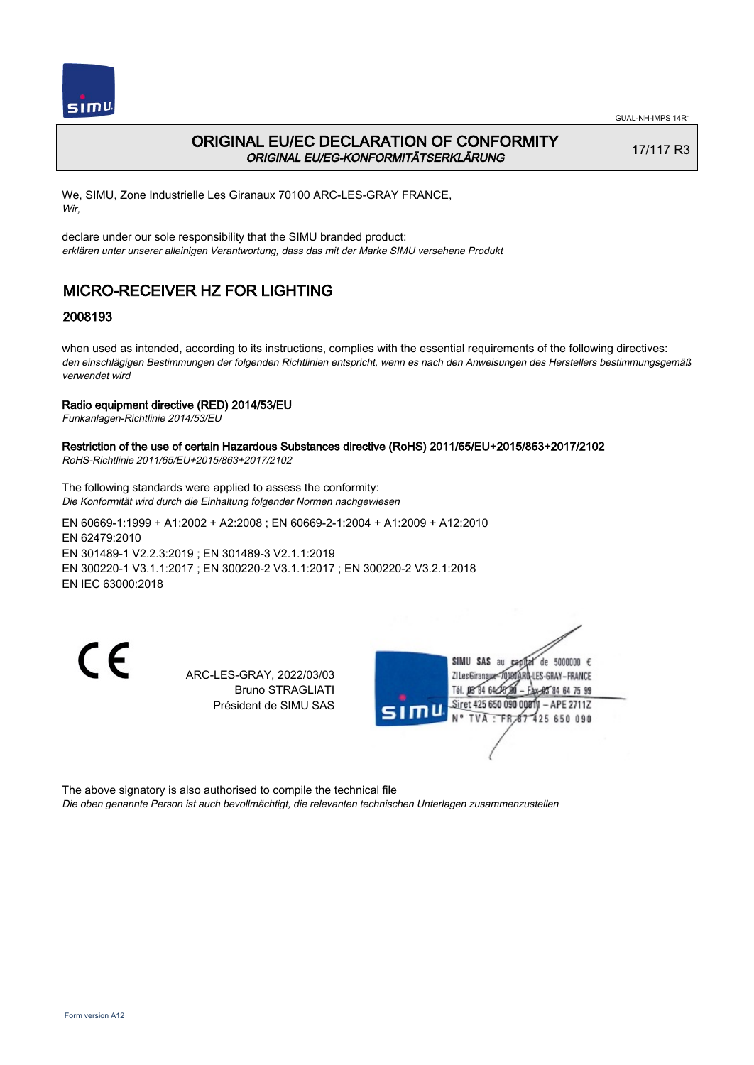GUAL-NH-IMPS 14R1

# ORIGINAL EU/EC DECLARATION OF CONFORMITY

*ORIGINAL EU/EG-KONFORMITÄTSERKLÄRUNG*

17/117 R3

We, SIMU, Zone Industrielle Les Giranaux 70100 ARC-LES-GRAY FRANCE,
*Wir,*

declare under our sole responsibility that the SIMU branded product:
*erklären unter unserer alleinigen Verantwortung, dass das mit der Marke SIMU versehene Produkt*

## MICRO-RECEIVER HZ FOR LIGHTING

### 2008193

when used as intended, according to its instructions, complies with the essential requirements of the following directives:
*den einschlägigen Bestimmungen der folgenden Richtlinien entspricht, wenn es nach den Anweisungen des Herstellers bestimmungsgemäß verwendet wird*

**Radio equipment directive (RED) 2014/53/EU**
*Funkanlagen-Richtlinie 2014/53/EU*

**Restriction of the use of certain Hazardous Substances directive (RoHS) 2011/65/EU+2015/863+2017/2102**
*RoHS-Richtlinie 2011/65/EU+2015/863+2017/2102*

The following standards were applied to assess the conformity:
*Die Konformität wird durch die Einhaltung folgender Normen nachgewiesen*

EN 60669-1:1999 + A1:2002 + A2:2008 ; EN 60669-2-1:2004 + A1:2009 + A12:2010
EN 62479:2010
EN 301489-1 V2.2.3:2019 ; EN 301489-3 V2.1.1:2019
EN 300220-1 V3.1.1:2017 ; EN 300220-2 V3.1.1:2017 ; EN 300220-2 V3.2.1:2018
EN IEC 63000:2018

CE

ARC-LES-GRAY, 2022/03/03
Bruno STRAGLIATI
Président de SIMU SAS

SIMU SAS au capital de 5000000 €
ZI Les Giranaux 70100 ARC-LES-GRAY-FRANCE
Tél. 03 84 64 75 00 – Fax 03 84 64 75 99
Siret 425 650 090 00011 – APE 2711Z
N° TVA : FR 87 425 650 090

The above signatory is also authorised to compile the technical file
*Die oben genannte Person ist auch bevollmächtigt, die relevanten technischen Unterlagen zusammenzustellen*

Form version A12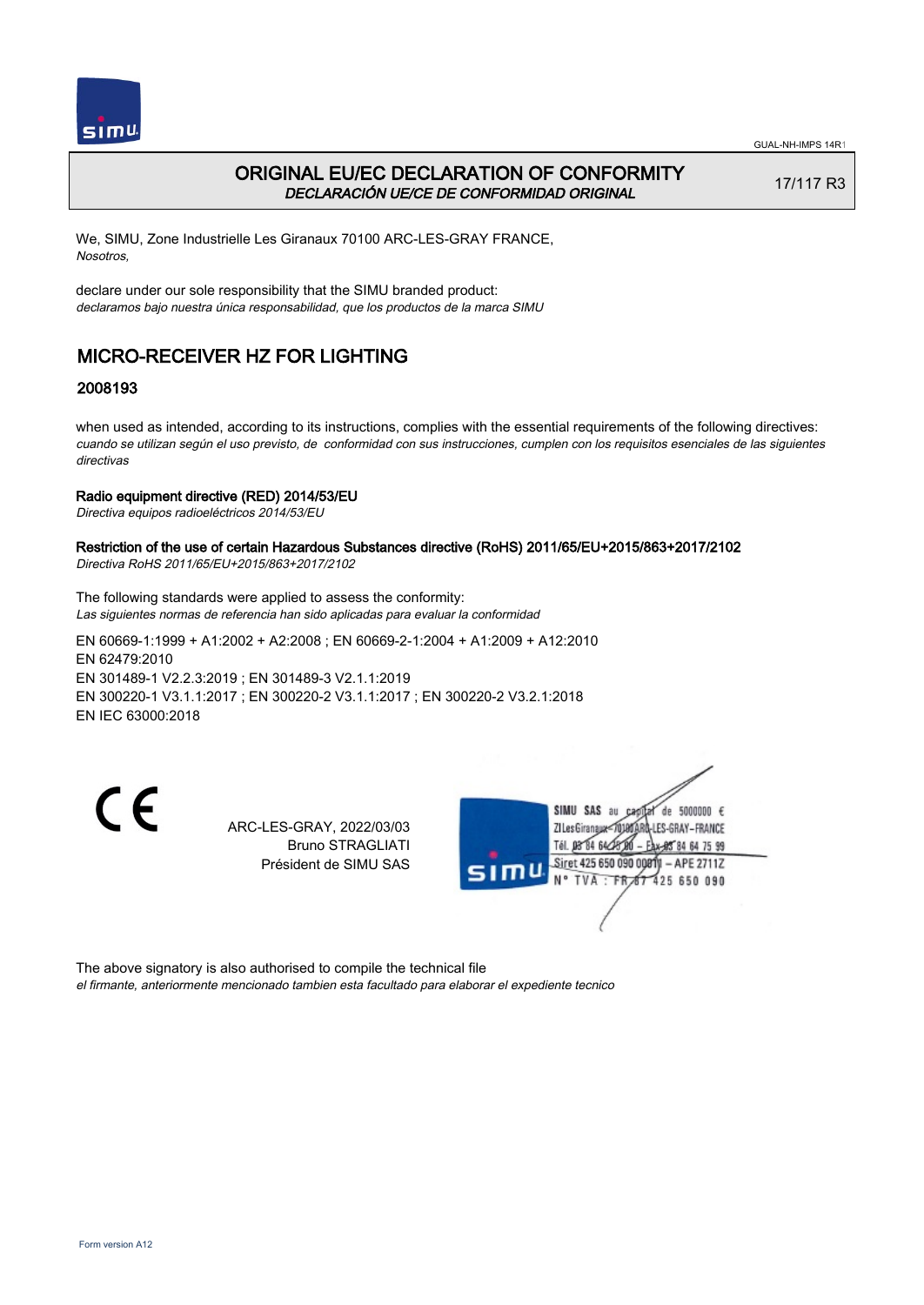# ORIGINAL EU/EC DECLARATION OF CONFORMITY
*DECLARACIÓN UE/CE DE CONFORMIDAD ORIGINAL*

17/117 R3

We, SIMU, Zone Industrielle Les Giranaux 70100 ARC-LES-GRAY FRANCE,
*Nosotros,*

declare under our sole responsibility that the SIMU branded product:
*declaramos bajo nuestra única responsabilidad, que los productos de la marca SIMU*

## MICRO-RECEIVER HZ FOR LIGHTING

### 2008193

when used as intended, according to its instructions, complies with the essential requirements of the following directives:
*cuando se utilizan según el uso previsto, de conformidad con sus instrucciones, cumplen con los requisitos esenciales de las siguientes directivas*

**Radio equipment directive (RED) 2014/53/EU**
*Directiva equipos radioeléctricos 2014/53/EU*

**Restriction of the use of certain Hazardous Substances directive (RoHS) 2011/65/EU+2015/863+2017/2102**
*Directiva RoHS 2011/65/EU+2015/863+2017/2102*

The following standards were applied to assess the conformity:
*Las siguientes normas de referencia han sido aplicadas para evaluar la conformidad*

EN 60669-1:1999 + A1:2002 + A2:2008 ; EN 60669-2-1:2004 + A1:2009 + A12:2010
EN 62479:2010
EN 301489-1 V2.2.3:2019 ; EN 301489-3 V2.1.1:2019
EN 300220-1 V3.1.1:2017 ; EN 300220-2 V3.1.1:2017 ; EN 300220-2 V3.2.1:2018
EN IEC 63000:2018

CE

ARC-LES-GRAY, 2022/03/03
Bruno STRAGLIATI
Président de SIMU SAS

SIMU SAS au capital de 5000000 €
ZI Les Giranaux - 70100 ARC-LES-GRAY - FRANCE
Tél. 03 84 64 75 00 - Fax 03 84 64 75 99
Siret 425 650 090 00011 - APE 2711Z
N° TVA : FR 87 425 650 090

The above signatory is also authorised to compile the technical file
*el firmante, anteriormente mencionado tambien esta facultado para elaborar el expediente tecnico*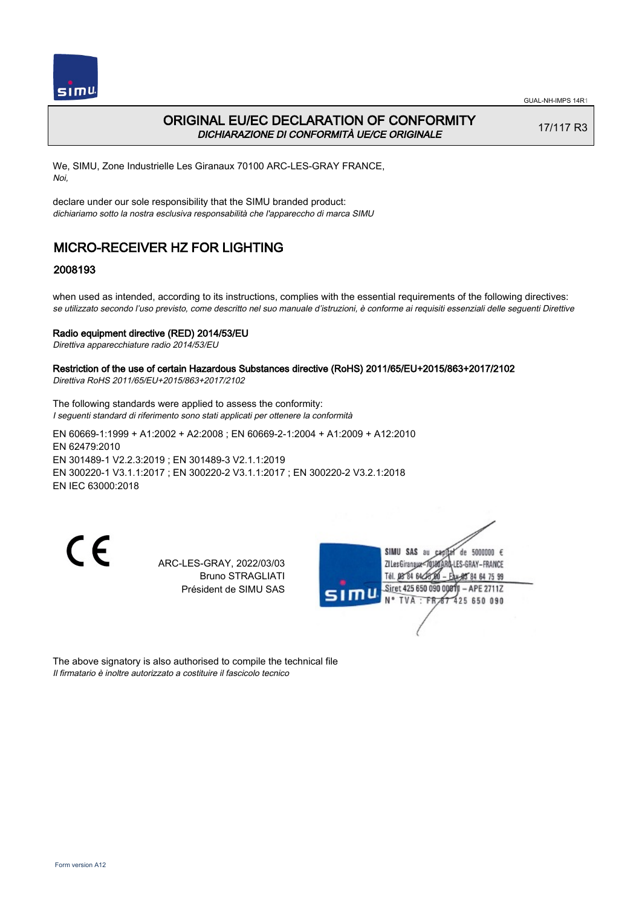# ORIGINAL EU/EC DECLARATION OF CONFORMITY

*DICHIARAZIONE DI CONFORMITÀ UE/CE ORIGINALE*

17/117 R3

We, SIMU, Zone Industrielle Les Giranaux 70100 ARC-LES-GRAY FRANCE,
*Noi,*

declare under our sole responsibility that the SIMU branded product:
*dichiariamo sotto la nostra esclusiva responsabilità che l'apparecchio di marca SIMU*

## MICRO-RECEIVER HZ FOR LIGHTING

### 2008193

when used as intended, according to its instructions, complies with the essential requirements of the following directives:
*se utilizzato secondo l'uso previsto, come descritto nel suo manuale d'istruzioni, è conforme ai requisiti essenziali delle seguenti Direttive*

**Radio equipment directive (RED) 2014/53/EU**
*Direttiva apparecchiature radio 2014/53/EU*

**Restriction of the use of certain Hazardous Substances directive (RoHS) 2011/65/EU+2015/863+2017/2102**
*Direttiva RoHS 2011/65/EU+2015/863+2017/2102*

The following standards were applied to assess the conformity:
*I seguenti standard di riferimento sono stati applicati per ottenere la conformità*

EN 60669-1:1999 + A1:2002 + A2:2008 ; EN 60669-2-1:2004 + A1:2009 + A12:2010
EN 62479:2010
EN 301489-1 V2.2.3:2019 ; EN 301489-3 V2.1.1:2019
EN 300220-1 V3.1.1:2017 ; EN 300220-2 V3.1.1:2017 ; EN 300220-2 V3.2.1:2018
EN IEC 63000:2018

ARC-LES-GRAY, 2022/03/03
Bruno STRAGLIATI
Président de SIMU SAS

SIMU SAS au capital de 5000000 €
ZI Les Giranaux - 70100 ARC-LES-GRAY - FRANCE
Tél. 03 84 64 75 00 - Fax 03 84 64 75 99
Siret 425 650 090 00011 - APE 2711Z
N° TVA : FR 87 425 650 090

The above signatory is also authorised to compile the technical file
*Il firmatario è inoltre autorizzato a costituire il fascicolo tecnico*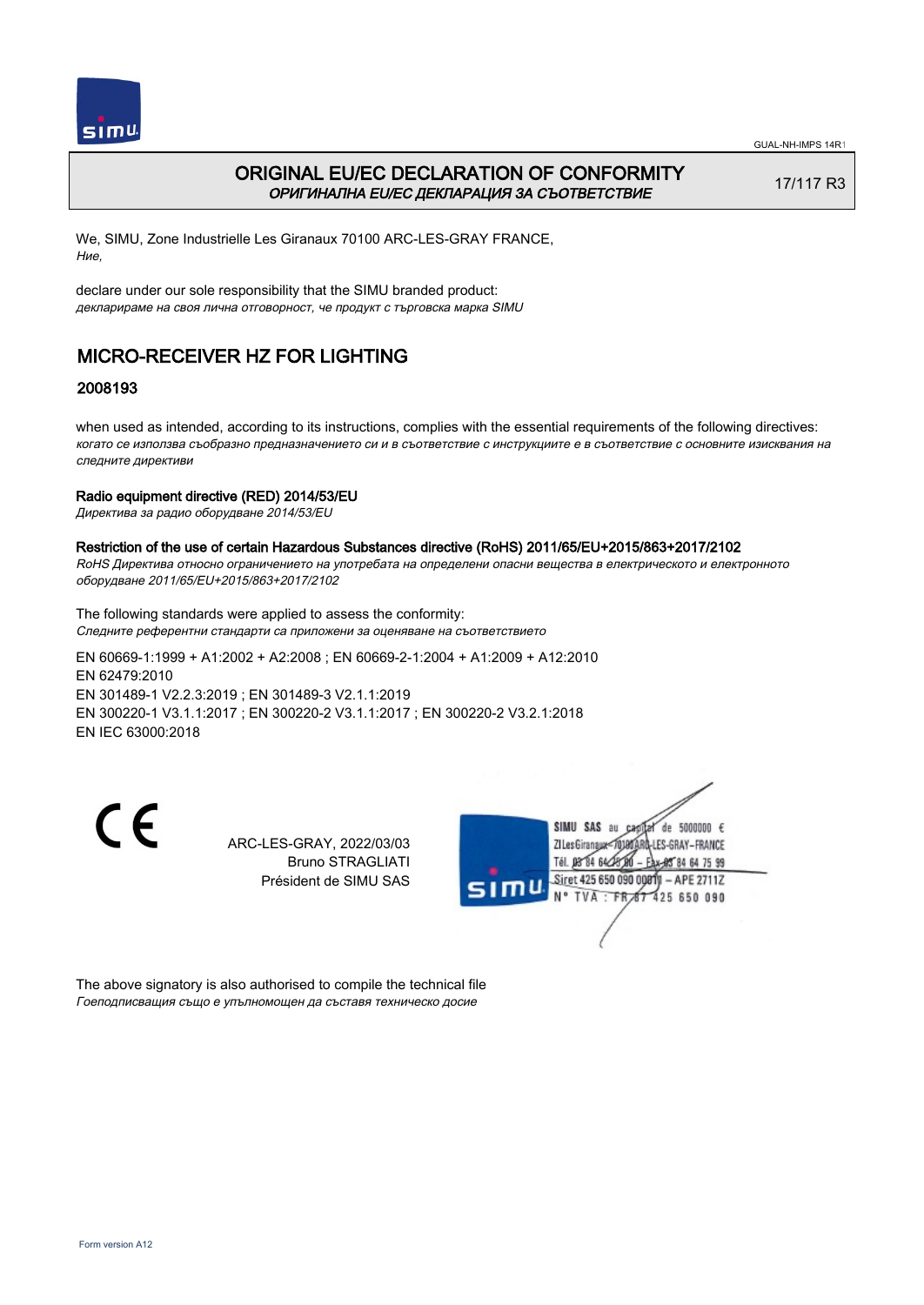GUAL-NH-IMPS 14R1

# ORIGINAL EU/EC DECLARATION OF CONFORMITY
*ОРИГИНАЛНА EU/EC ДЕКЛАРАЦИЯ ЗА СЪОТВЕТСТВИЕ*

17/117 R3

We, SIMU, Zone Industrielle Les Giranaux 70100 ARC-LES-GRAY FRANCE,
*Ние,*

declare under our sole responsibility that the SIMU branded product:
*декларираме на своя лична отговорност, че продукт с търговска марка SIMU*

## MICRO-RECEIVER HZ FOR LIGHTING

### 2008193

when used as intended, according to its instructions, complies with the essential requirements of the following directives:
*когато се използва съобразно предназначението си и в съответствие с инструкциите е в съответствие с основните изисквания на следните директиви*

**Radio equipment directive (RED) 2014/53/EU**
*Директива за радио оборудване 2014/53/EU*

**Restriction of the use of certain Hazardous Substances directive (RoHS) 2011/65/EU+2015/863+2017/2102**
*RoHS Директива относно ограничението на употребата на определени опасни вещества в електрическото и електронното оборудване 2011/65/EU+2015/863+2017/2102*

The following standards were applied to assess the conformity:
*Следните референтни стандарти са приложени за оценяване на съответствието*

EN 60669-1:1999 + A1:2002 + A2:2008 ; EN 60669-2-1:2004 + A1:2009 + A12:2010
EN 62479:2010
EN 301489-1 V2.2.3:2019 ; EN 301489-3 V2.1.1:2019
EN 300220-1 V3.1.1:2017 ; EN 300220-2 V3.1.1:2017 ; EN 300220-2 V3.2.1:2018
EN IEC 63000:2018

CE

ARC-LES-GRAY, 2022/03/03
Bruno STRAGLIATI
Président de SIMU SAS

SIMU SAS au capital de 5000000 €
ZI Les Giranaux 70100 ARC-LES-GRAY-FRANCE
Tél. 03 84 64 75 00 – Fax 03 84 64 75 99
Siret 425 650 090 00011 – APE 2711Z
N° TVA : FR 87 425 650 090

The above signatory is also authorised to compile the technical file
*Геоподписващия също е упълномощен да съставя техническо досие*

Form version A12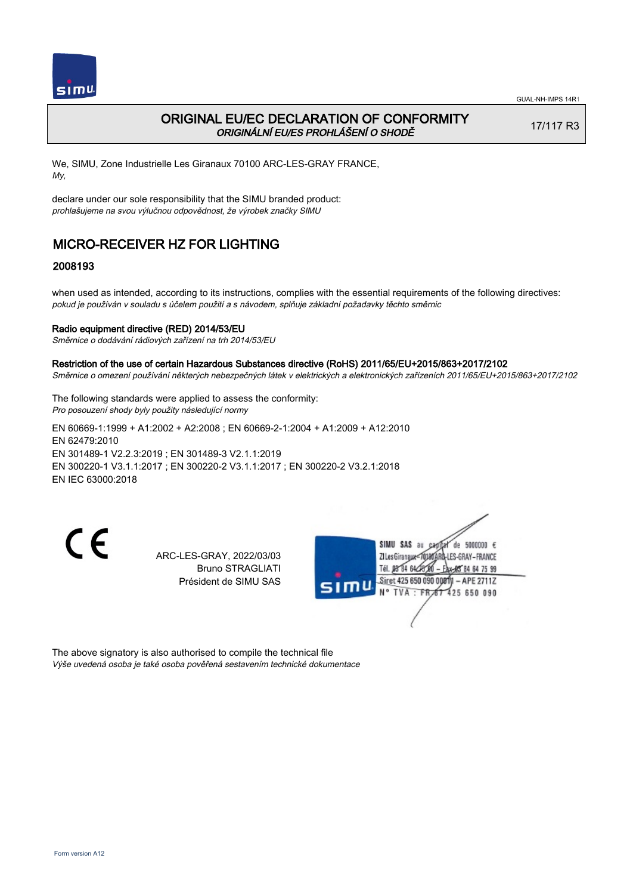# ORIGINAL EU/EC DECLARATION OF CONFORMITY
*ORIGINÁLNÍ EU/ES PROHLÁŠENÍ O SHODĚ*

17/117 R3

We, SIMU, Zone Industrielle Les Giranaux 70100 ARC-LES-GRAY FRANCE,
*My,*

declare under our sole responsibility that the SIMU branded product:
*prohlašujeme na svou výlučnou odpovědnost, že výrobek značky SIMU*

## MICRO-RECEIVER HZ FOR LIGHTING

### 2008193

when used as intended, according to its instructions, complies with the essential requirements of the following directives:
*pokud je používán v souladu s účelem použití a s návodem, splňuje základní požadavky těchto směrnic*

**Radio equipment directive (RED) 2014/53/EU**
*Směrnice o dodávání rádiových zařízení na trh 2014/53/EU*

**Restriction of the use of certain Hazardous Substances directive (RoHS) 2011/65/EU+2015/863+2017/2102**
*Směrnice o omezení používání některých nebezpečných látek v elektrických a elektronických zařízeních 2011/65/EU+2015/863+2017/2102*

The following standards were applied to assess the conformity:
*Pro posouzení shody byly použity následující normy*

EN 60669-1:1999 + A1:2002 + A2:2008 ; EN 60669-2-1:2004 + A1:2009 + A12:2010
EN 62479:2010
EN 301489-1 V2.2.3:2019 ; EN 301489-3 V2.1.1:2019
EN 300220-1 V3.1.1:2017 ; EN 300220-2 V3.1.1:2017 ; EN 300220-2 V3.2.1:2018
EN IEC 63000:2018

CE

ARC-LES-GRAY, 2022/03/03
Bruno STRAGLIATI
Président de SIMU SAS

SIMU SAS au capital de 5000000 €
ZI Les Giranaux 70100 ARC-LES-GRAY-FRANCE
Tél. 03 84 64 75 00 – Fax 03 84 64 75 99
Siret 425 650 090 00011 – APE 2711Z
N° TVA : FR 87 425 650 090

The above signatory is also authorised to compile the technical file
*Výše uvedená osoba je také osoba pověřená sestavením technické dokumentace*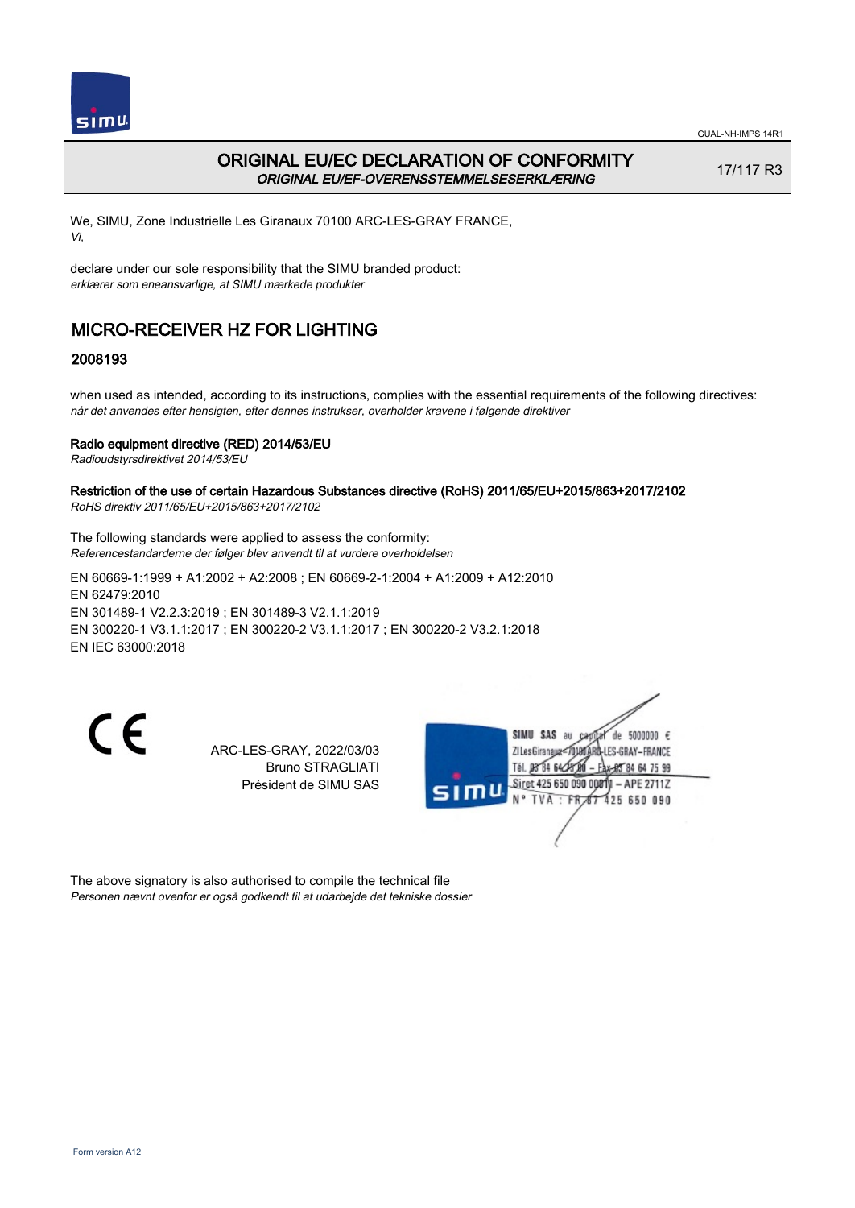# ORIGINAL EU/EC DECLARATION OF CONFORMITY

*ORIGINAL EU/EF-OVERENSSTEMMELSESERKLÆRING*

17/117 R3

We, SIMU, Zone Industrielle Les Giranaux 70100 ARC-LES-GRAY FRANCE,
*Vi,*

declare under our sole responsibility that the SIMU branded product:
*erklærer som eneansvarlige, at SIMU mærkede produkter*

## MICRO-RECEIVER HZ FOR LIGHTING

### 2008193

when used as intended, according to its instructions, complies with the essential requirements of the following directives:
*når det anvendes efter hensigten, efter dennes instrukser, overholder kravene i følgende direktiver*

**Radio equipment directive (RED) 2014/53/EU**
*Radioudstyrsdirektivet 2014/53/EU*

**Restriction of the use of certain Hazardous Substances directive (RoHS) 2011/65/EU+2015/863+2017/2102**
*RoHS direktiv 2011/65/EU+2015/863+2017/2102*

The following standards were applied to assess the conformity:
*Referencestandarderne der følger blev anvendt til at vurdere overholdelsen*

EN 60669-1:1999 + A1:2002 + A2:2008 ; EN 60669-2-1:2004 + A1:2009 + A12:2010
EN 62479:2010
EN 301489-1 V2.2.3:2019 ; EN 301489-3 V2.1.1:2019
EN 300220-1 V3.1.1:2017 ; EN 300220-2 V3.1.1:2017 ; EN 300220-2 V3.2.1:2018
EN IEC 63000:2018

CE

ARC-LES-GRAY, 2022/03/03
Bruno STRAGLIATI
Président de SIMU SAS

SIMU SAS au capital de 5000000 €
ZI Les Giranaux 70100 ARC-LES-GRAY-FRANCE
Tél. 03 84 64 78 00 – Fax 03 84 64 75 99
Siret 425 650 090 00011 – APE 2711Z
N° TVA : FR 87 425 650 090

The above signatory is also authorised to compile the technical file
*Personen nævnt ovenfor er også godkendt til at udarbejde det tekniske dossier*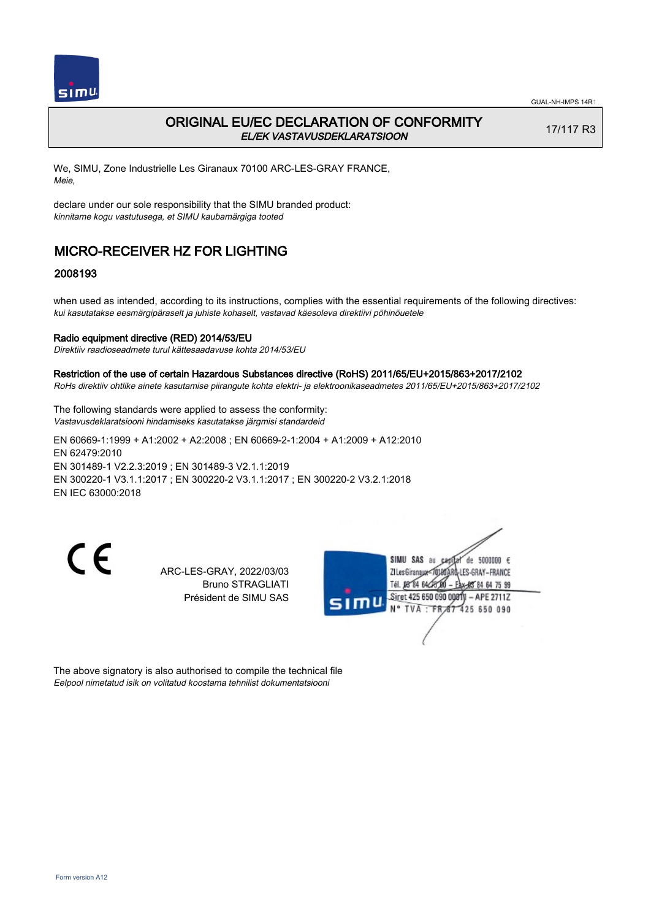# ORIGINAL EU/EC DECLARATION OF CONFORMITY

*EL/EK VASTAVUSDEKLARATSIOON*

17/117 R3

We, SIMU, Zone Industrielle Les Giranaux 70100 ARC-LES-GRAY FRANCE,
*Meie,*

declare under our sole responsibility that the SIMU branded product:
*kinnitame kogu vastutusega, et SIMU kaubamärgiga tooted*

## MICRO-RECEIVER HZ FOR LIGHTING

### 2008193

when used as intended, according to its instructions, complies with the essential requirements of the following directives:
*kui kasutatakse eesmärgipäraselt ja juhiste kohaselt, vastavad käesoleva direktiivi põhinõuetele*

**Radio equipment directive (RED) 2014/53/EU**
*Direktiiv raadioseadmete turul kättesaadavuse kohta 2014/53/EU*

**Restriction of the use of certain Hazardous Substances directive (RoHS) 2011/65/EU+2015/863+2017/2102**
*RoHs direktiiv ohtlike ainete kasutamise piirangute kohta elektri- ja elektroonikaseadmetes 2011/65/EU+2015/863+2017/2102*

The following standards were applied to assess the conformity:
*Vastavusdeklaratsiooni hindamiseks kasutatakse järgmisi standardeid*

EN 60669-1:1999 + A1:2002 + A2:2008 ; EN 60669-2-1:2004 + A1:2009 + A12:2010
EN 62479:2010
EN 301489-1 V2.2.3:2019 ; EN 301489-3 V2.1.1:2019
EN 300220-1 V3.1.1:2017 ; EN 300220-2 V3.1.1:2017 ; EN 300220-2 V3.2.1:2018
EN IEC 63000:2018

CE

ARC-LES-GRAY, 2022/03/03
Bruno STRAGLIATI
Président de SIMU SAS

SIMU SAS au capital de 5000000 €
ZI Les Giranaux 70100 ARC-LES-GRAY-FRANCE
Tél. 03 84 64 75 00 – Fax 03 84 64 75 99
Siret 425 650 090 00011 – APE 2711Z
N° TVA : FR 87 425 650 090

The above signatory is also authorised to compile the technical file
*Eelpool nimetatud isik on volitatud koostama tehnilist dokumentatsiooni*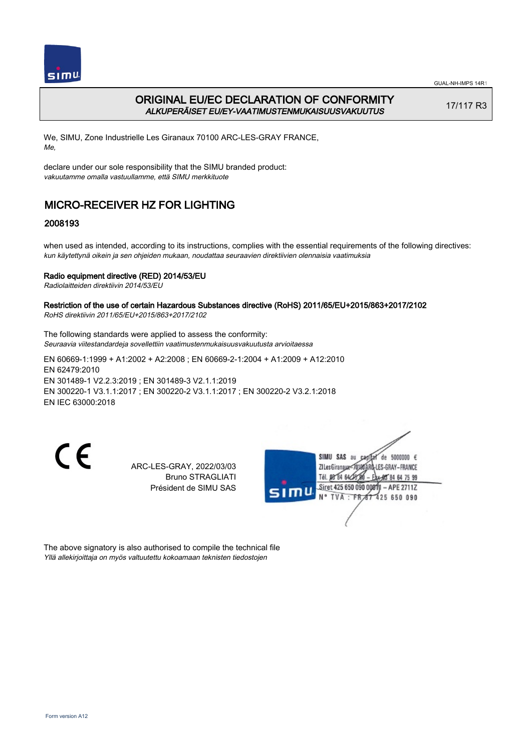# ORIGINAL EU/EC DECLARATION OF CONFORMITY

*ALKUPERÄISET EU/EY-VAATIMUSTENMUKAISUUSVAKUUTUS*

17/117 R3

We, SIMU, Zone Industrielle Les Giranaux 70100 ARC-LES-GRAY FRANCE,
*Me,*

declare under our sole responsibility that the SIMU branded product:
*vakuutamme omalla vastuullamme, että SIMU merkkituote*

## MICRO-RECEIVER HZ FOR LIGHTING

### 2008193

when used as intended, according to its instructions, complies with the essential requirements of the following directives:
*kun käytettynä oikein ja sen ohjeiden mukaan, noudattaa seuraavien direktiivien olennaisia vaatimuksia*

**Radio equipment directive (RED) 2014/53/EU**
*Radiolaitteiden direktiivin 2014/53/EU*

**Restriction of the use of certain Hazardous Substances directive (RoHS) 2011/65/EU+2015/863+2017/2102**
*RoHS direktiivin 2011/65/EU+2015/863+2017/2102*

The following standards were applied to assess the conformity:
*Seuraavia viitestandardeja sovellettiin vaatimustenmukaisuusvakuutusta arvioitaessa*

EN 60669-1:1999 + A1:2002 + A2:2008 ; EN 60669-2-1:2004 + A1:2009 + A12:2010
EN 62479:2010
EN 301489-1 V2.2.3:2019 ; EN 301489-3 V2.1.1:2019
EN 300220-1 V3.1.1:2017 ; EN 300220-2 V3.1.1:2017 ; EN 300220-2 V3.2.1:2018
EN IEC 63000:2018

CE

ARC-LES-GRAY, 2022/03/03
Bruno STRAGLIATI
Président de SIMU SAS

SIMU SAS au capital de 5000000 €
ZI Les Giranaux 70100 ARC-LES-GRAY-FRANCE
Tél. 03 84 64 78 00 – Fax 03 84 64 75 99
Siret 425 650 090 00811 – APE 2711Z
N° TVA : FR 87 425 650 090

The above signatory is also authorised to compile the technical file
*Yllä allekirjoittaja on myös valtuutettu kokoamaan teknisten tiedostojen*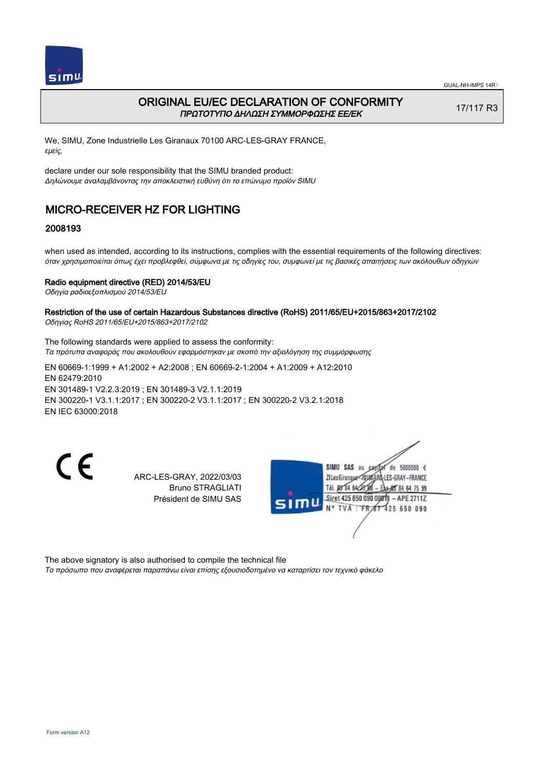# ORIGINAL EU/EC DECLARATION OF CONFORMITY

*ΠΡΩΤΟΤΥΠΟ ΔΗΛΩΣΗ ΣΥΜΜΟΡΦΩΣΗΣ ΕΕ/ΕΚ*

17/117 R3

We, SIMU, Zone Industrielle Les Giranaux 70100 ARC-LES-GRAY FRANCE,
*εμείς,*

declare under our sole responsibility that the SIMU branded product:
*Δηλώνουμε αναλαμβάνοντας την αποκλειστική ευθύνη ότι το επώνυμο προϊόν SIMU*

## MICRO-RECEIVER HZ FOR LIGHTING

### 2008193

when used as intended, according to its instructions, complies with the essential requirements of the following directives:
*όταν χρησιμοποιείται όπως έχει προβλεφθεί, σύμφωνα με τις οδηγίες του, συμφωνεί με τις βασικές απαιτήσεις των ακόλουθων οδηγιών*

**Radio equipment directive (RED) 2014/53/EU**
*Οδηγία ραδιοεξοπλισμού 2014/53/EU*

**Restriction of the use of certain Hazardous Substances directive (RoHS) 2011/65/EU+2015/863+2017/2102**
*Οδηγίας RoHS 2011/65/EU+2015/863+2017/2102*

The following standards were applied to assess the conformity:
*Τα πρότυπα αναφοράς που ακολουθούν εφαρμόστηκαν με σκοπό την αξιολόγηση της συμμόρφωσης*

EN 60669-1:1999 + A1:2002 + A2:2008 ; EN 60669-2-1:2004 + A1:2009 + A12:2010
EN 62479:2010
EN 301489-1 V2.2.3:2019 ; EN 301489-3 V2.1.1:2019
EN 300220-1 V3.1.1:2017 ; EN 300220-2 V3.1.1:2017 ; EN 300220-2 V3.2.1:2018
EN IEC 63000:2018

CE

ARC-LES-GRAY, 2022/03/03
Bruno STRAGLIATI
Président de SIMU SAS

SIMU SAS au capital de 5000000 €
ZI Les Giranaux 70100 ARC-LES-GRAY-FRANCE
Tél. 03 84 64 78 00 – Fax 03 84 64 75 99
Siret 425 650 090 00011 – APE 2711Z
N° TVA : FR 87 425 650 090

The above signatory is also authorised to compile the technical file
*Το πρόσωπο που αναφέρεται παραπάνω είναι επίσης εξουσιοδοτημένο να καταρτίσει τον τεχνικό φάκελο*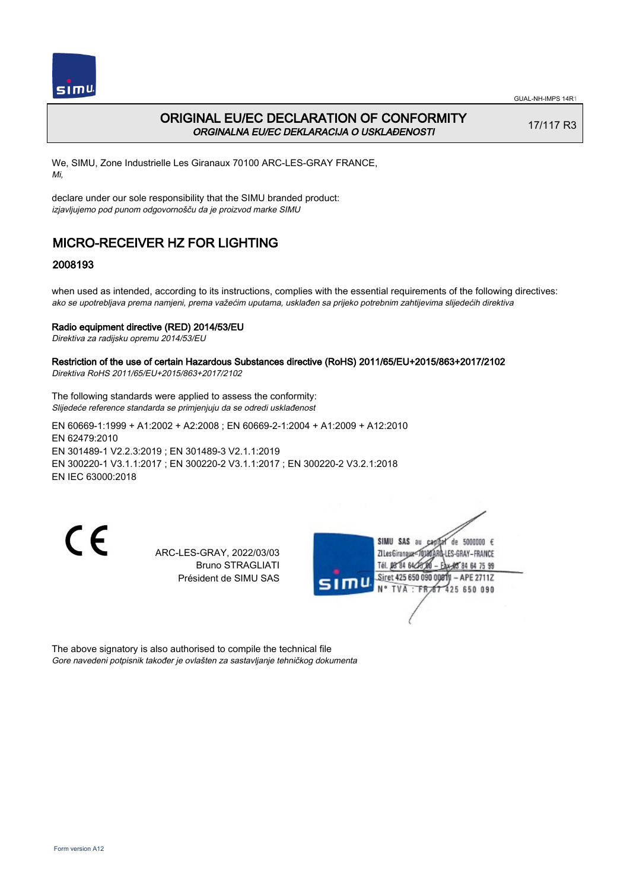# ORIGINAL EU/EC DECLARATION OF CONFORMITY

*ORGINALNA EU/EC DEKLARACIJA O USKLAĐENOSTI*

17/117 R3

We, SIMU, Zone Industrielle Les Giranaux 70100 ARC-LES-GRAY FRANCE,
*Mi,*

declare under our sole responsibility that the SIMU branded product:
*izjavljujemo pod punom odgovornošču da je proizvod marke SIMU*

## MICRO-RECEIVER HZ FOR LIGHTING

### 2008193

when used as intended, according to its instructions, complies with the essential requirements of the following directives:
*ako se upotrebljava prema namjeni, prema važećim uputama, usklađen sa prijeko potrebnim zahtijevima slijedećih direktiva*

**Radio equipment directive (RED) 2014/53/EU**
*Direktiva za radijsku opremu 2014/53/EU*

**Restriction of the use of certain Hazardous Substances directive (RoHS) 2011/65/EU+2015/863+2017/2102**
*Direktiva RoHS 2011/65/EU+2015/863+2017/2102*

The following standards were applied to assess the conformity:
*Slijedeće reference standarda se primjenjuju da se odredi usklađenost*

EN 60669-1:1999 + A1:2002 + A2:2008 ; EN 60669-2-1:2004 + A1:2009 + A12:2010
EN 62479:2010
EN 301489-1 V2.2.3:2019 ; EN 301489-3 V2.1.1:2019
EN 300220-1 V3.1.1:2017 ; EN 300220-2 V3.1.1:2017 ; EN 300220-2 V3.2.1:2018
EN IEC 63000:2018

CE

ARC-LES-GRAY, 2022/03/03
Bruno STRAGLIATI
Président de SIMU SAS

SIMU SAS au capital de 5000000 €
ZI Les Giranaux 70100 ARC-LES-GRAY-FRANCE
Tél. 03 84 64 75 00 – Fax 03 84 64 75 99
Siret 425 650 090 00011 – APE 2711Z
N° TVA : FR 87 425 650 090

The above signatory is also authorised to compile the technical file
*Gore navedeni potpisnik također je ovlašten za sastavljanje tehničkog dokumenta*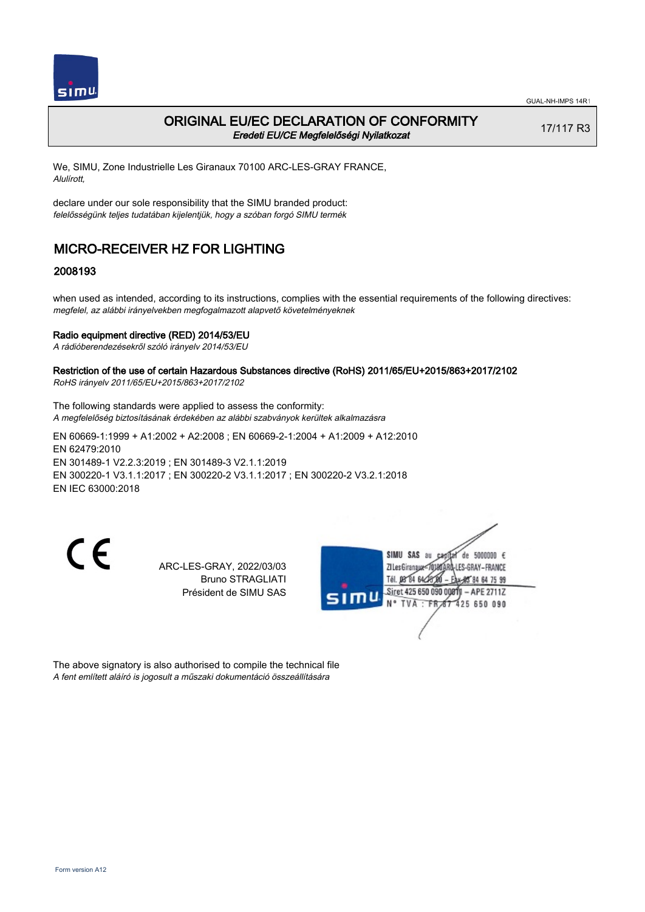# ORIGINAL EU/EC DECLARATION OF CONFORMITY

*Eredeti EU/CE Megfelelőségi Nyilatkozat*

17/117 R3

We, SIMU, Zone Industrielle Les Giranaux 70100 ARC-LES-GRAY FRANCE,
*Alulírott,*

declare under our sole responsibility that the SIMU branded product:
*felelősségünk teljes tudatában kijelentjük, hogy a szóban forgó SIMU termék*

## MICRO-RECEIVER HZ FOR LIGHTING

### 2008193

when used as intended, according to its instructions, complies with the essential requirements of the following directives:
*megfelel, az alábbi irányelvekben megfogalmazott alapvető követelményeknek*

**Radio equipment directive (RED) 2014/53/EU**
*A rádióberendezésekről szóló irányelv 2014/53/EU*

**Restriction of the use of certain Hazardous Substances directive (RoHS) 2011/65/EU+2015/863+2017/2102**
*RoHS irányelv 2011/65/EU+2015/863+2017/2102*

The following standards were applied to assess the conformity:
*A megfelelőség biztosításának érdekében az alábbi szabványok kerültek alkalmazásra*

EN 60669-1:1999 + A1:2002 + A2:2008 ; EN 60669-2-1:2004 + A1:2009 + A12:2010
EN 62479:2010
EN 301489-1 V2.2.3:2019 ; EN 301489-3 V2.1.1:2019
EN 300220-1 V3.1.1:2017 ; EN 300220-2 V3.1.1:2017 ; EN 300220-2 V3.2.1:2018
EN IEC 63000:2018

CE

ARC-LES-GRAY, 2022/03/03
Bruno STRAGLIATI
Président de SIMU SAS

SIMU SAS au capital de 5000000 €
ZI Les Giranaux 70100 ARC-LES-GRAY-FRANCE
Tél. 03 84 64 75 00 – Fax 03 84 64 75 99
Siret 425 650 090 00011 – APE 2711Z
N° TVA : FR 87 425 650 090

The above signatory is also authorised to compile the technical file
*A fent említett aláíró is jogosult a műszaki dokumentáció összeállítására*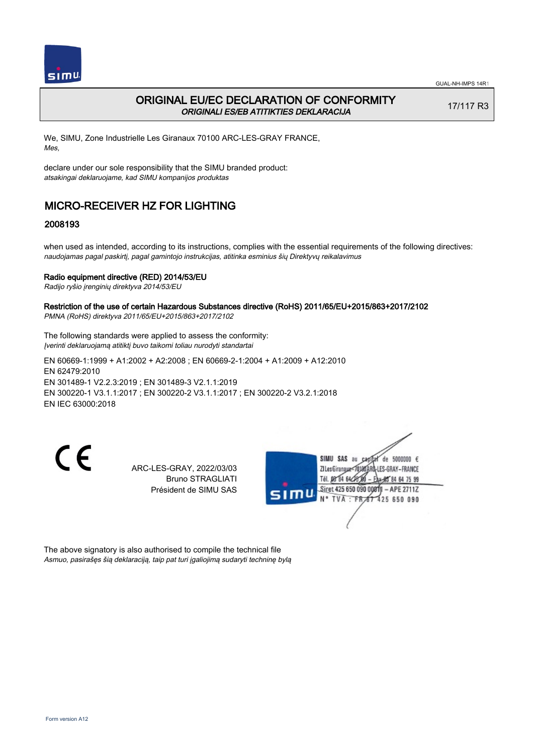# ORIGINAL EU/EC DECLARATION OF CONFORMITY

*ORIGINALI ES/EB ATITIKTIES DEKLARACIJA*

17/117 R3

We, SIMU, Zone Industrielle Les Giranaux 70100 ARC-LES-GRAY FRANCE,
*Mes,*

declare under our sole responsibility that the SIMU branded product:
*atsakingai deklaruojame, kad SIMU kompanijos produktas*

## MICRO-RECEIVER HZ FOR LIGHTING

### 2008193

when used as intended, according to its instructions, complies with the essential requirements of the following directives:
*naudojamas pagal paskirtį, pagal gamintojo instrukcijas, atitinka esminius šių Direktyvų reikalavimus*

**Radio equipment directive (RED) 2014/53/EU**
*Radijo ryšio įrenginių direktyva 2014/53/EU*

**Restriction of the use of certain Hazardous Substances directive (RoHS) 2011/65/EU+2015/863+2017/2102**
*PMNA (RoHS) direktyva 2011/65/EU+2015/863+2017/2102*

The following standards were applied to assess the conformity:
*Įverinti deklaruojamą atitiktį buvo taikomi toliau nurodyti standartai*

EN 60669-1:1999 + A1:2002 + A2:2008 ; EN 60669-2-1:2004 + A1:2009 + A12:2010
EN 62479:2010
EN 301489-1 V2.2.3:2019 ; EN 301489-3 V2.1.1:2019
EN 300220-1 V3.1.1:2017 ; EN 300220-2 V3.1.1:2017 ; EN 300220-2 V3.2.1:2018
EN IEC 63000:2018

CE

ARC-LES-GRAY, 2022/03/03
Bruno STRAGLIATI
Président de SIMU SAS

SIMU SAS au capital de 5000000 €
ZI Les Giranaux 70100 ARC-LES-GRAY-FRANCE
Tél. 03 84 64 78 00 – Fax 03 84 64 75 99
Siret 425 650 090 00011 – APE 2711Z
N° TVA : FR 87 425 650 090

The above signatory is also authorised to compile the technical file
*Asmuo, pasirašęs šią deklaraciją, taip pat turi įgaliojimą sudaryti techninę bylą*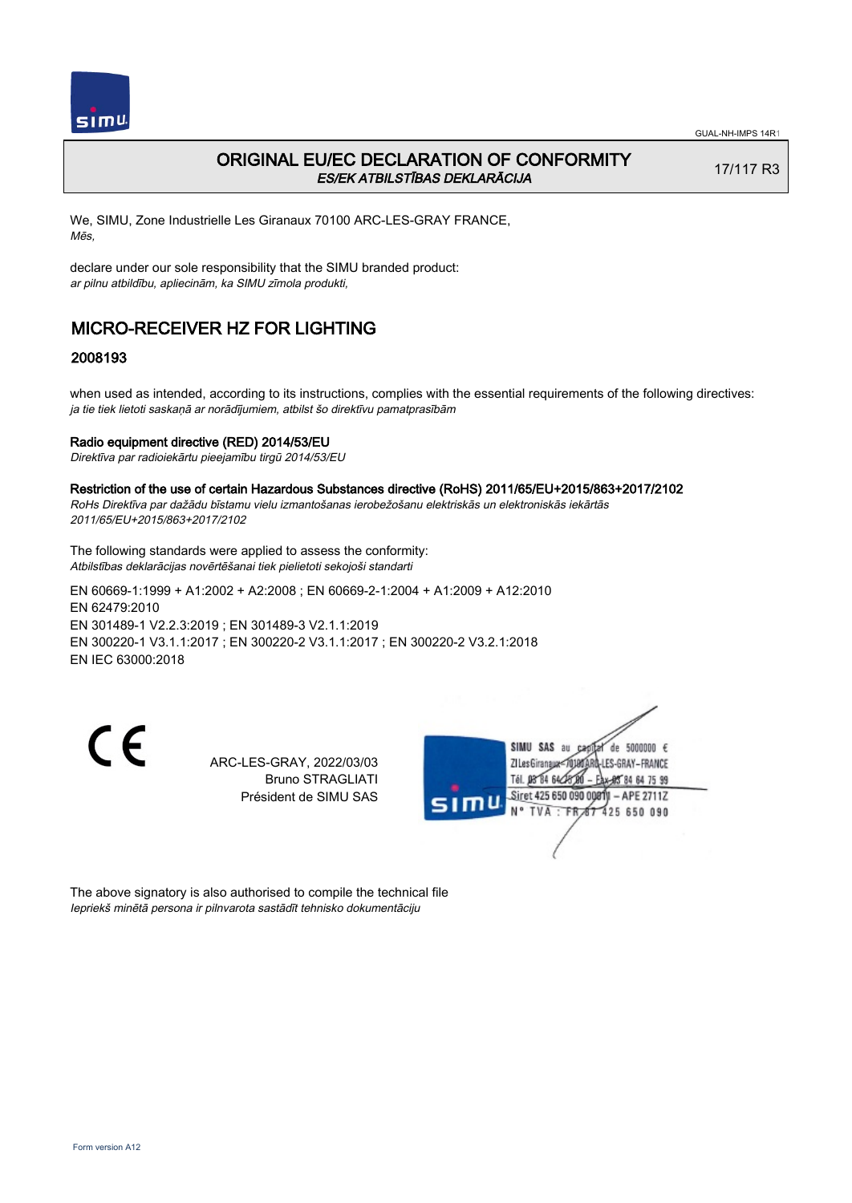GUAL-NH-IMPS 14R1

# ORIGINAL EU/EC DECLARATION OF CONFORMITY
*ES/EK ATBILSTĪBAS DEKLARĀCIJA*

17/117 R3

We, SIMU, Zone Industrielle Les Giranaux 70100 ARC-LES-GRAY FRANCE,
*Mēs,*

declare under our sole responsibility that the SIMU branded product:
*ar pilnu atbildību, apliecinām, ka SIMU zīmola produkti,*

## MICRO-RECEIVER HZ FOR LIGHTING

### 2008193

when used as intended, according to its instructions, complies with the essential requirements of the following directives:
*ja tie tiek lietoti saskaņā ar norādījumiem, atbilst šo direktīvu pamatprasībām*

**Radio equipment directive (RED) 2014/53/EU**
*Direktīva par radioiekārtu pieejamību tirgū 2014/53/EU*

**Restriction of the use of certain Hazardous Substances directive (RoHS) 2011/65/EU+2015/863+2017/2102**
*RoHs Direktīva par dažādu bīstamu vielu izmantošanas ierobežošanu elektriskās un elektroniskās iekārtās 2011/65/EU+2015/863+2017/2102*

The following standards were applied to assess the conformity:
*Atbilstības deklarācijas novērtēšanai tiek pielietoti sekojoši standarti*

EN 60669-1:1999 + A1:2002 + A2:2008 ; EN 60669-2-1:2004 + A1:2009 + A12:2010
EN 62479:2010
EN 301489-1 V2.2.3:2019 ; EN 301489-3 V2.1.1:2019
EN 300220-1 V3.1.1:2017 ; EN 300220-2 V3.1.1:2017 ; EN 300220-2 V3.2.1:2018
EN IEC 63000:2018

CE

ARC-LES-GRAY, 2022/03/03
Bruno STRAGLIATI
Président de SIMU SAS

SIMU SAS au capital de 5000000 €
ZI Les Giranaux 70100 ARC-LES-GRAY-FRANCE
Tél. 03 84 64 75 00 – Fax 03 84 64 75 99
Siret 425 650 090 00011 – APE 2711Z
N° TVA : FR 87 425 650 090

The above signatory is also authorised to compile the technical file
*Iepriekš minētā persona ir pilnvarota sastādīt tehnisko dokumentāciju*

Form version A12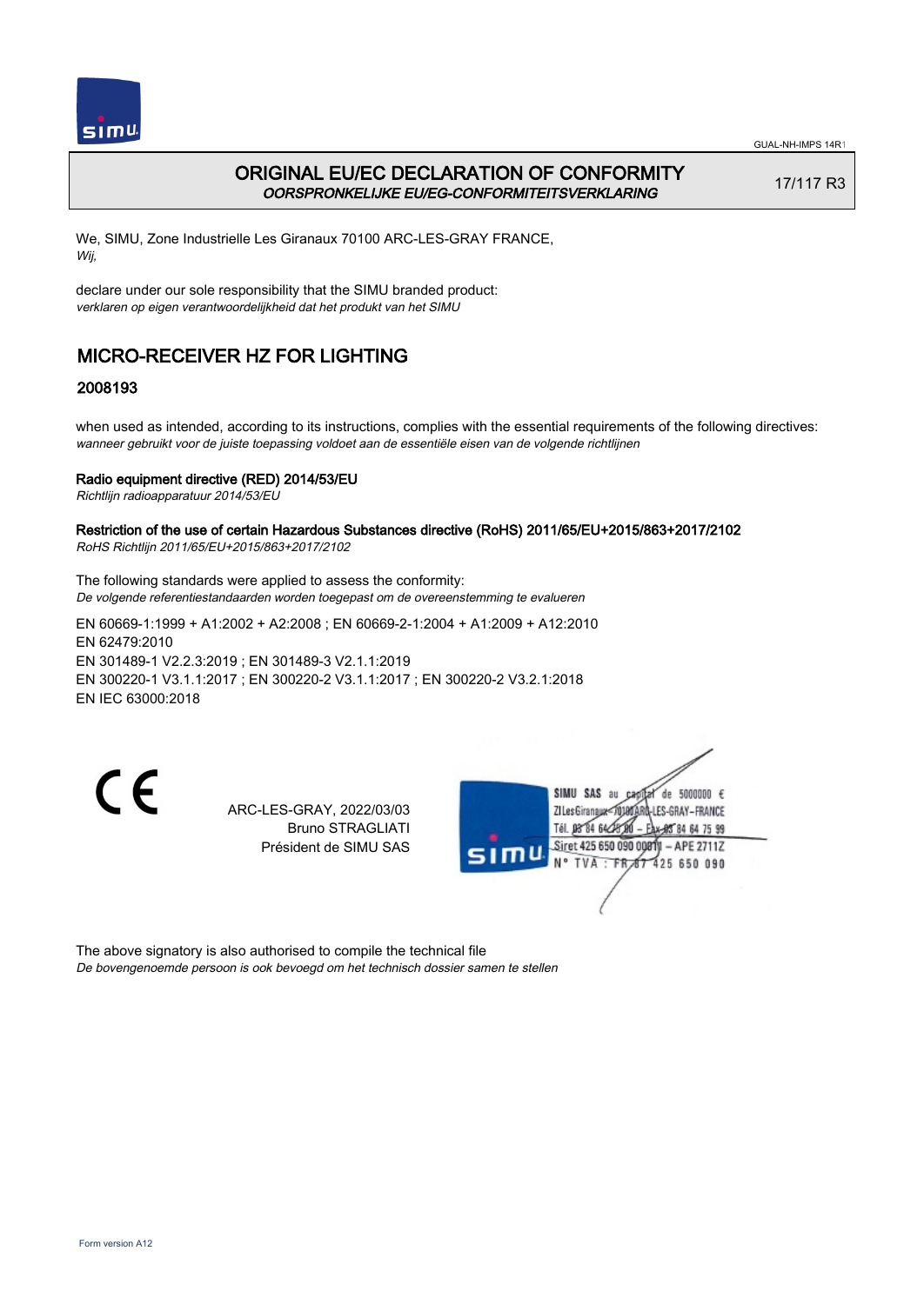# ORIGINAL EU/EC DECLARATION OF CONFORMITY

*OORSPRONKELIJKE EU/EG-CONFORMITEITSVERKLARING*

17/117 R3

We, SIMU, Zone Industrielle Les Giranaux 70100 ARC-LES-GRAY FRANCE,
*Wij,*

declare under our sole responsibility that the SIMU branded product:
*verklaren op eigen verantwoordelijkheid dat het produkt van het SIMU*

## MICRO-RECEIVER HZ FOR LIGHTING

### 2008193

when used as intended, according to its instructions, complies with the essential requirements of the following directives:
*wanneer gebruikt voor de juiste toepassing voldoet aan de essentiële eisen van de volgende richtlijnen*

**Radio equipment directive (RED) 2014/53/EU**
*Richtlijn radioapparatuur 2014/53/EU*

**Restriction of the use of certain Hazardous Substances directive (RoHS) 2011/65/EU+2015/863+2017/2102**
*RoHS Richtlijn 2011/65/EU+2015/863+2017/2102*

The following standards were applied to assess the conformity:
*De volgende referentiestandaarden worden toegepast om de overeenstemming te evalueren*

EN 60669-1:1999 + A1:2002 + A2:2008 ; EN 60669-2-1:2004 + A1:2009 + A12:2010
EN 62479:2010
EN 301489-1 V2.2.3:2019 ; EN 301489-3 V2.1.1:2019
EN 300220-1 V3.1.1:2017 ; EN 300220-2 V3.1.1:2017 ; EN 300220-2 V3.2.1:2018
EN IEC 63000:2018

CE

ARC-LES-GRAY, 2022/03/03
Bruno STRAGLIATI
Président de SIMU SAS

SIMU SAS au capital de 5000000 €
ZI Les Giranaux 70100 ARC-LES-GRAY-FRANCE
Tél. 03 84 64 75 00 – Fax 03 84 64 75 99
Siret 425 650 090 00011 – APE 2711Z
N° TVA : FR 87 425 650 090

The above signatory is also authorised to compile the technical file
*De bovengenoemde persoon is ook bevoegd om het technisch dossier samen te stellen*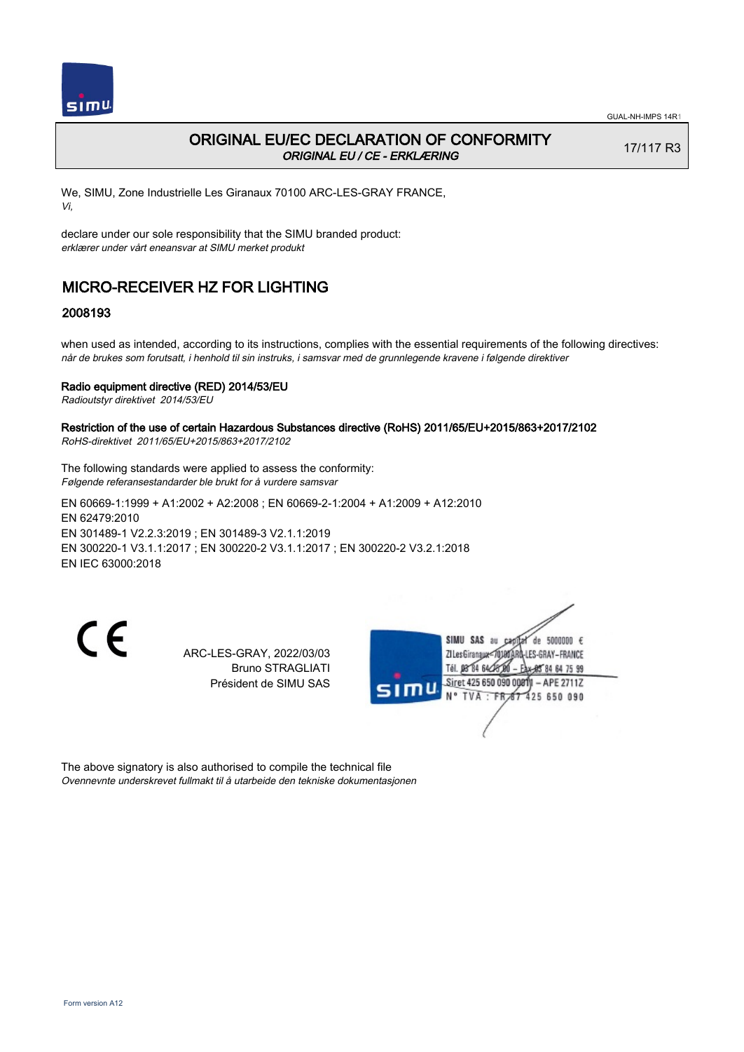# ORIGINAL EU/EC DECLARATION OF CONFORMITY
*ORIGINAL EU / CE - ERKLÆRING*

17/117 R3

We, SIMU, Zone Industrielle Les Giranaux 70100 ARC-LES-GRAY FRANCE,
*Vi,*

declare under our sole responsibility that the SIMU branded product:
*erklærer under vårt eneansvar at SIMU merket produkt*

## MICRO-RECEIVER HZ FOR LIGHTING

### 2008193

when used as intended, according to its instructions, complies with the essential requirements of the following directives:
*når de brukes som forutsatt, i henhold til sin instruks, i samsvar med de grunnlegende kravene i følgende direktiver*

**Radio equipment directive (RED) 2014/53/EU**
*Radioutstyr direktivet 2014/53/EU*

**Restriction of the use of certain Hazardous Substances directive (RoHS) 2011/65/EU+2015/863+2017/2102**
*RoHS-direktivet 2011/65/EU+2015/863+2017/2102*

The following standards were applied to assess the conformity:
*Følgende referansestandarder ble brukt for å vurdere samsvar*

EN 60669-1:1999 + A1:2002 + A2:2008 ; EN 60669-2-1:2004 + A1:2009 + A12:2010
EN 62479:2010
EN 301489-1 V2.2.3:2019 ; EN 301489-3 V2.1.1:2019
EN 300220-1 V3.1.1:2017 ; EN 300220-2 V3.1.1:2017 ; EN 300220-2 V3.2.1:2018
EN IEC 63000:2018

ARC-LES-GRAY, 2022/03/03
Bruno STRAGLIATI
Président de SIMU SAS

SIMU SAS au capital de 5000000 €
ZI Les Giranaux 70100 ARC-LES-GRAY-FRANCE
Tél. 03 84 64 75 00 – Fax 03 84 64 75 99
Siret 425 650 090 00011 – APE 2711Z
N° TVA : FR 87 425 650 090

The above signatory is also authorised to compile the technical file
*Ovennevnte underskrevet fullmakt til å utarbeide den tekniske dokumentasjonen*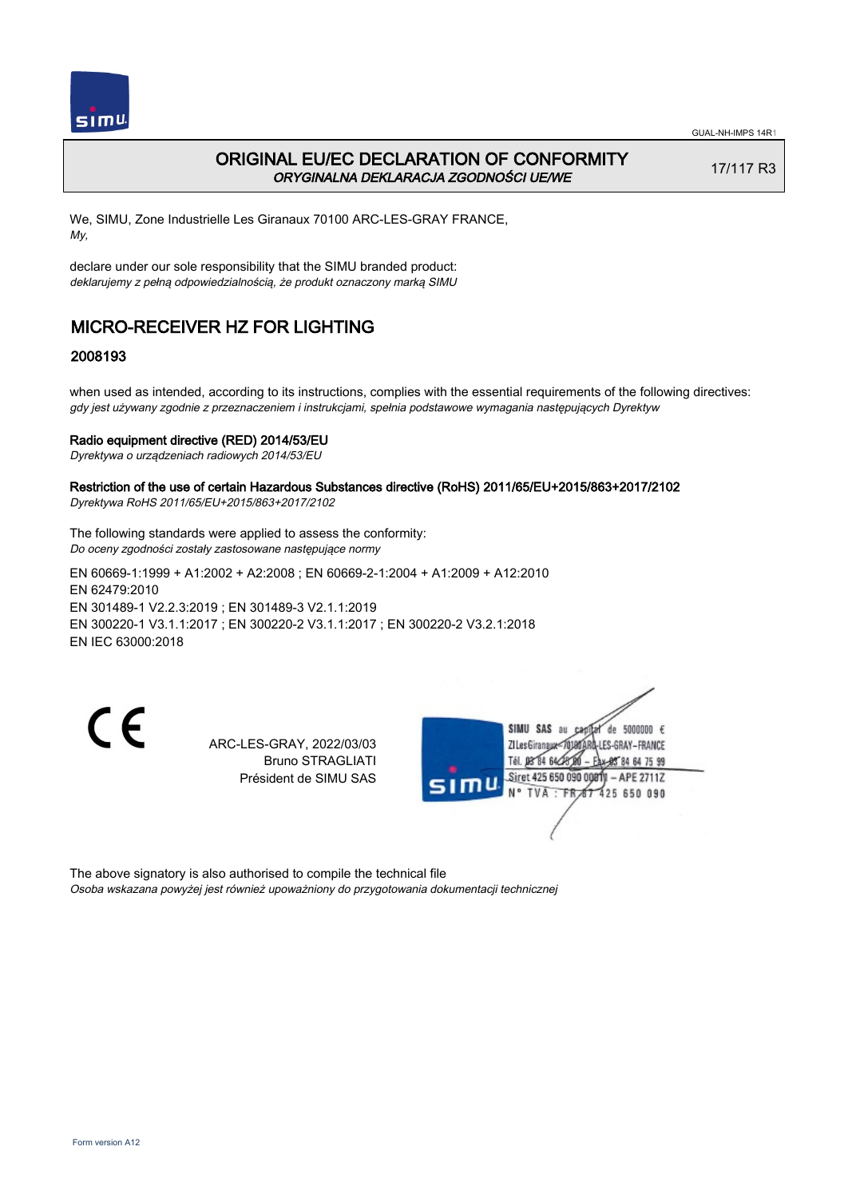# ORIGINAL EU/EC DECLARATION OF CONFORMITY

*ORYGINALNA DEKLARACJA ZGODNOŚCI UE/WE*

17/117 R3

We, SIMU, Zone Industrielle Les Giranaux 70100 ARC-LES-GRAY FRANCE,
*My,*

declare under our sole responsibility that the SIMU branded product:
*deklarujemy z pełną odpowiedzialnością, że produkt oznaczony marką SIMU*

## MICRO-RECEIVER HZ FOR LIGHTING

### 2008193

when used as intended, according to its instructions, complies with the essential requirements of the following directives:
*gdy jest używany zgodnie z przeznaczeniem i instrukcjami, spełnia podstawowe wymagania następujących Dyrektyw*

**Radio equipment directive (RED) 2014/53/EU**
*Dyrektywa o urządzeniach radiowych 2014/53/EU*

**Restriction of the use of certain Hazardous Substances directive (RoHS) 2011/65/EU+2015/863+2017/2102**
*Dyrektywa RoHS 2011/65/EU+2015/863+2017/2102*

The following standards were applied to assess the conformity:
*Do oceny zgodności zostały zastosowane następujące normy*

EN 60669-1:1999 + A1:2002 + A2:2008 ; EN 60669-2-1:2004 + A1:2009 + A12:2010
EN 62479:2010
EN 301489-1 V2.2.3:2019 ; EN 301489-3 V2.1.1:2019
EN 300220-1 V3.1.1:2017 ; EN 300220-2 V3.1.1:2017 ; EN 300220-2 V3.2.1:2018
EN IEC 63000:2018

CE

ARC-LES-GRAY, 2022/03/03
Bruno STRAGLIATI
Président de SIMU SAS

SIMU SAS au capital de 5000000 €
ZI Les Giranaux 70100 ARC-LES-GRAY-FRANCE
Tél. 03 84 64 75 00 – Fax 03 84 64 75 99
Siret 425 650 090 00011 – APE 2711Z
N° TVA : FR 87 425 650 090

The above signatory is also authorised to compile the technical file
*Osoba wskazana powyżej jest również upoważniony do przygotowania dokumentacji technicznej*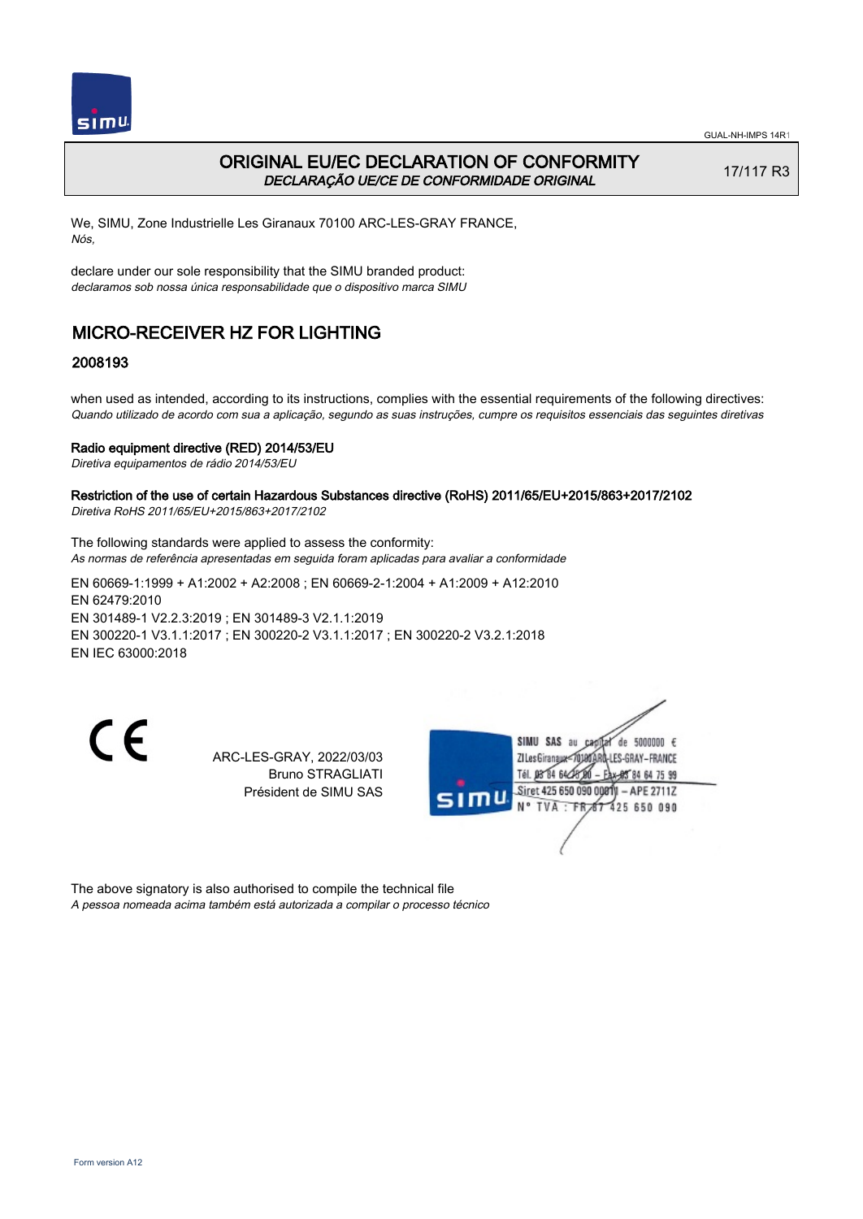# ORIGINAL EU/EC DECLARATION OF CONFORMITY
*DECLARAÇÃO UE/CE DE CONFORMIDADE ORIGINAL*

17/117 R3

We, SIMU, Zone Industrielle Les Giranaux 70100 ARC-LES-GRAY FRANCE,
*Nós,*

declare under our sole responsibility that the SIMU branded product:
*declaramos sob nossa única responsabilidade que o dispositivo marca SIMU*

## MICRO-RECEIVER HZ FOR LIGHTING

### 2008193

when used as intended, according to its instructions, complies with the essential requirements of the following directives:
*Quando utilizado de acordo com sua a aplicação, segundo as suas instruções, cumpre os requisitos essenciais das seguintes diretivas*

**Radio equipment directive (RED) 2014/53/EU**
*Diretiva equipamentos de rádio 2014/53/EU*

**Restriction of the use of certain Hazardous Substances directive (RoHS) 2011/65/EU+2015/863+2017/2102**
*Diretiva RoHS 2011/65/EU+2015/863+2017/2102*

The following standards were applied to assess the conformity:
*As normas de referência apresentadas em seguida foram aplicadas para avaliar a conformidade*

EN 60669-1:1999 + A1:2002 + A2:2008 ; EN 60669-2-1:2004 + A1:2009 + A12:2010
EN 62479:2010
EN 301489-1 V2.2.3:2019 ; EN 301489-3 V2.1.1:2019
EN 300220-1 V3.1.1:2017 ; EN 300220-2 V3.1.1:2017 ; EN 300220-2 V3.2.1:2018
EN IEC 63000:2018

CE

ARC-LES-GRAY, 2022/03/03
Bruno STRAGLIATI
Président de SIMU SAS

SIMU SAS au capital de 5000000 €
ZI Les Giranaux 70100 ARC-LES-GRAY-FRANCE
Tél. 03 84 64 75 00 – Fax 03 84 64 75 99
Siret 425 650 090 00011 – APE 2711Z
N° TVA : FR 87 425 650 090

The above signatory is also authorised to compile the technical file
*A pessoa nomeada acima também está autorizada a compilar o processo técnico*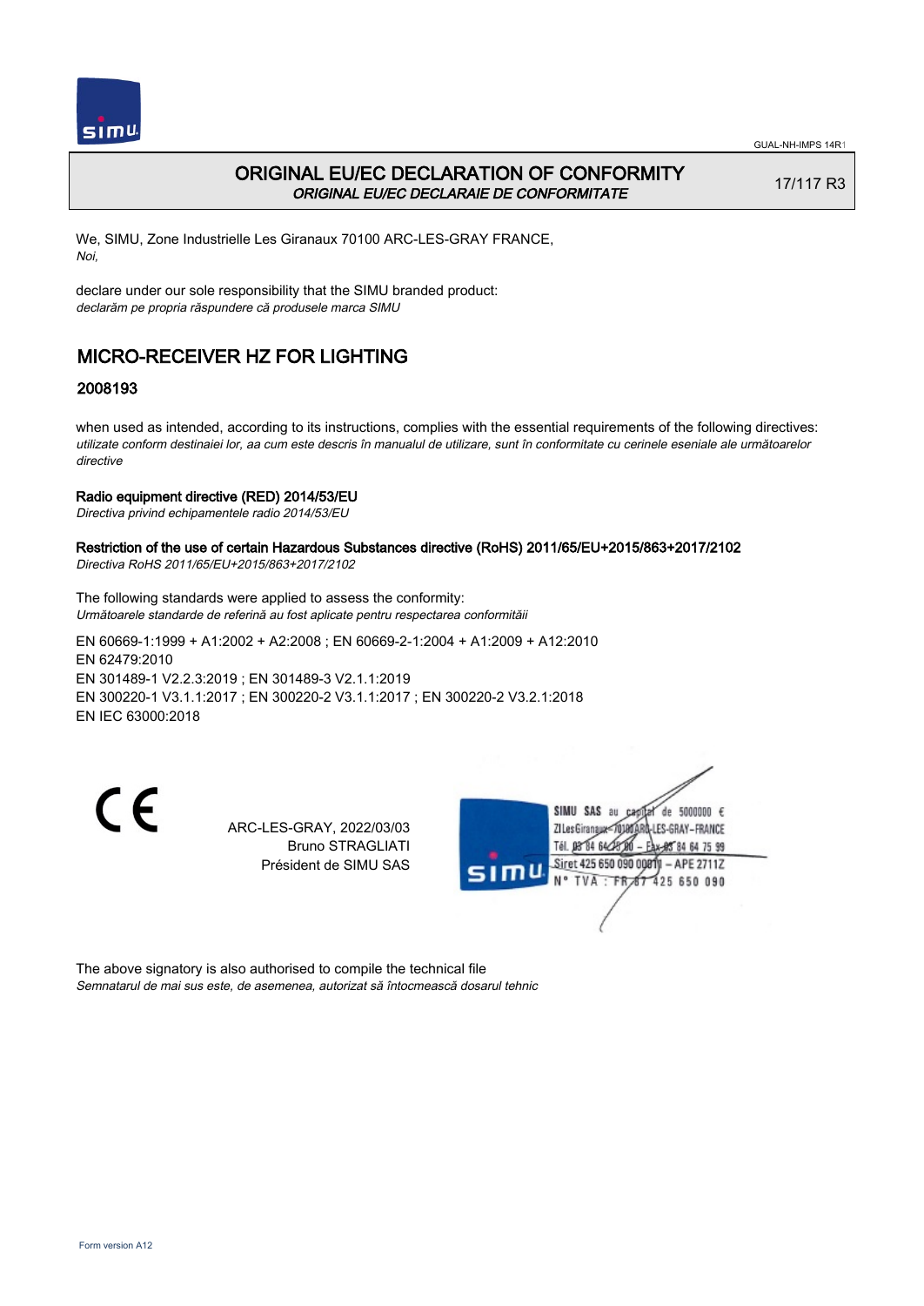# ORIGINAL EU/EC DECLARATION OF CONFORMITY

*ORIGINAL EU/EC DECLARAIE DE CONFORMITATE*

17/117 R3

We, SIMU, Zone Industrielle Les Giranaux 70100 ARC-LES-GRAY FRANCE,
*Noi,*

declare under our sole responsibility that the SIMU branded product:
*declarăm pe propria răspundere că produsele marca SIMU*

## MICRO-RECEIVER HZ FOR LIGHTING

### 2008193

when used as intended, according to its instructions, complies with the essential requirements of the following directives:
*utilizate conform destinaiei lor, aa cum este descris în manualul de utilizare, sunt în conformitate cu cerinele eseniale ale următoarelor directive*

**Radio equipment directive (RED) 2014/53/EU**
*Directiva privind echipamentele radio 2014/53/EU*

**Restriction of the use of certain Hazardous Substances directive (RoHS) 2011/65/EU+2015/863+2017/2102**
*Directiva RoHS 2011/65/EU+2015/863+2017/2102*

The following standards were applied to assess the conformity:
*Următoarele standarde de referină au fost aplicate pentru respectarea conformităii*

EN 60669-1:1999 + A1:2002 + A2:2008 ; EN 60669-2-1:2004 + A1:2009 + A12:2010
EN 62479:2010
EN 301489-1 V2.2.3:2019 ; EN 301489-3 V2.1.1:2019
EN 300220-1 V3.1.1:2017 ; EN 300220-2 V3.1.1:2017 ; EN 300220-2 V3.2.1:2018
EN IEC 63000:2018

CE

ARC-LES-GRAY, 2022/03/03
Bruno STRAGLIATI
Président de SIMU SAS

SIMU SAS au capital de 5000000 €
ZI Les Giranaux 70100 ARC-LES-GRAY – FRANCE
Tél. 03 84 64 75 00 – Fax 03 84 64 75 99
Siret 425 650 090 00011 – APE 2711Z
N° TVA : FR 87 425 650 090

The above signatory is also authorised to compile the technical file
*Semnatarul de mai sus este, de asemenea, autorizat să întocmească dosarul tehnic*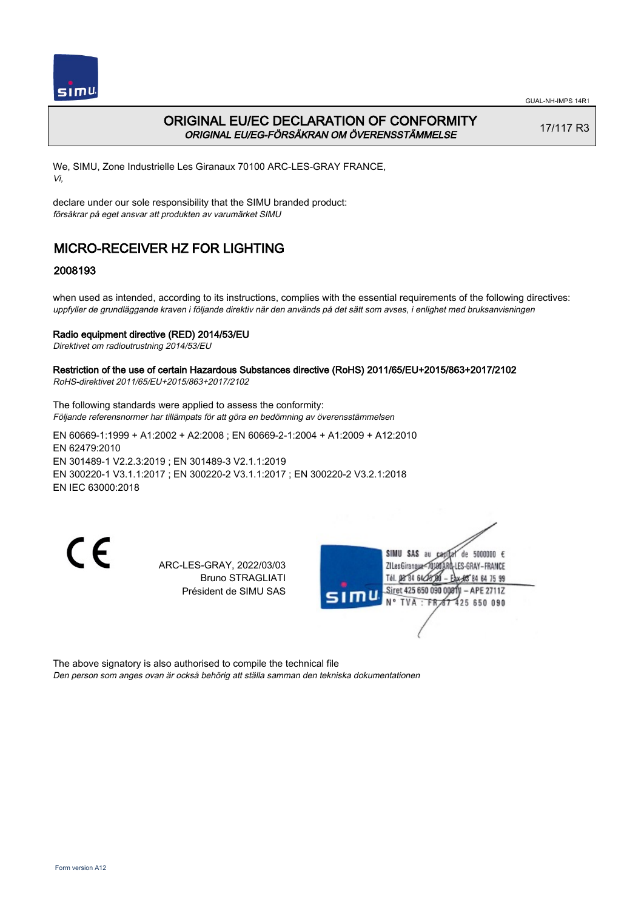# ORIGINAL EU/EC DECLARATION OF CONFORMITY

*ORIGINAL EU/EG-FÖRSÄKRAN OM ÖVERENSSTÄMMELSE*

17/117 R3

We, SIMU, Zone Industrielle Les Giranaux 70100 ARC-LES-GRAY FRANCE,
*Vi,*

declare under our sole responsibility that the SIMU branded product:
*försäkrar på eget ansvar att produkten av varumärket SIMU*

## MICRO-RECEIVER HZ FOR LIGHTING

### 2008193

when used as intended, according to its instructions, complies with the essential requirements of the following directives:
*uppfyller de grundläggande kraven i följande direktiv när den används på det sätt som avses, i enlighet med bruksanvisningen*

**Radio equipment directive (RED) 2014/53/EU**
*Direktivet om radioutrustning 2014/53/EU*

**Restriction of the use of certain Hazardous Substances directive (RoHS) 2011/65/EU+2015/863+2017/2102**
*RoHS-direktivet 2011/65/EU+2015/863+2017/2102*

The following standards were applied to assess the conformity:
*Följande referensnormer har tillämpats för att göra en bedömning av överensstämmelsen*

EN 60669-1:1999 + A1:2002 + A2:2008 ; EN 60669-2-1:2004 + A1:2009 + A12:2010
EN 62479:2010
EN 301489-1 V2.2.3:2019 ; EN 301489-3 V2.1.1:2019
EN 300220-1 V3.1.1:2017 ; EN 300220-2 V3.1.1:2017 ; EN 300220-2 V3.2.1:2018
EN IEC 63000:2018

CE

ARC-LES-GRAY, 2022/03/03
Bruno STRAGLIATI
Président de SIMU SAS

SIMU SAS au capital de 5000000 €
ZI Les Giranaux 70100 ARC-LES-GRAY-FRANCE
Tél. 03 84 64 75 00 – Fax 03 84 64 75 99
Siret 425 650 090 00011 – APE 2711Z
N° TVA : FR 87 425 650 090

The above signatory is also authorised to compile the technical file
*Den person som anges ovan är också behörig att ställa samman den tekniska dokumentationen*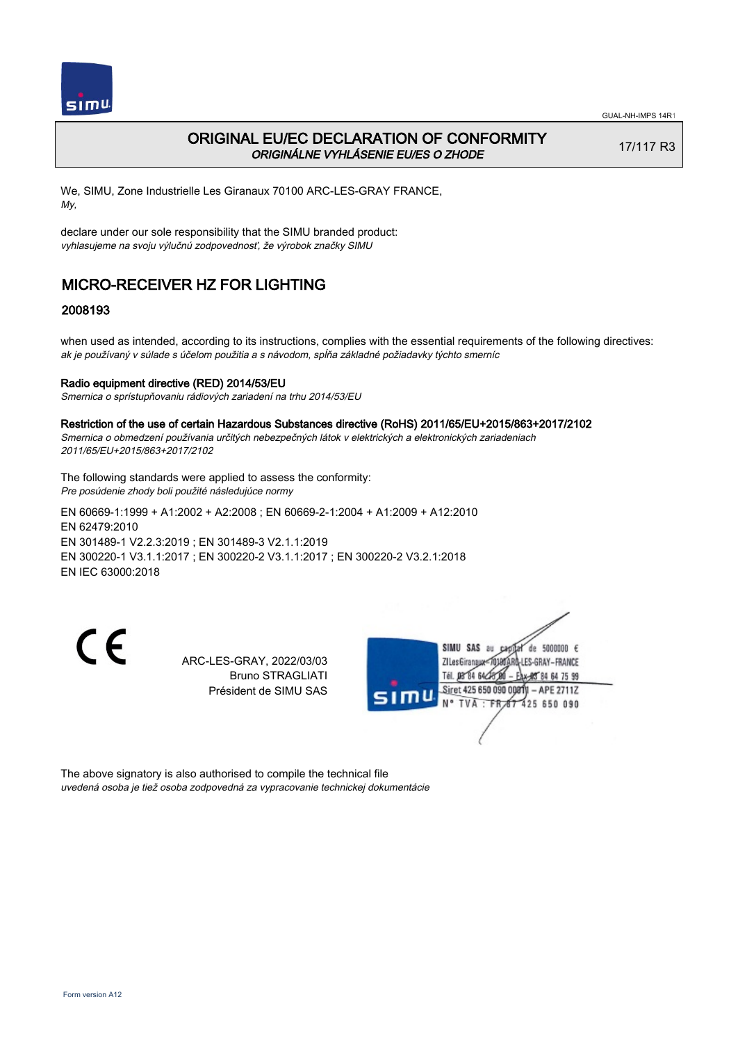# ORIGINAL EU/EC DECLARATION OF CONFORMITY

*ORIGINÁLNE VYHLÁSENIE EU/ES O ZHODE*

17/117 R3

We, SIMU, Zone Industrielle Les Giranaux 70100 ARC-LES-GRAY FRANCE,
*My,*

declare under our sole responsibility that the SIMU branded product:
*vyhlasujeme na svoju výlučnú zodpovednosť, že výrobok značky SIMU*

## MICRO-RECEIVER HZ FOR LIGHTING

### 2008193

when used as intended, according to its instructions, complies with the essential requirements of the following directives:
*ak je používaný v súlade s účelom použitia a s návodom, spĺňa základné požiadavky týchto smerníc*

**Radio equipment directive (RED) 2014/53/EU**
*Smernica o sprístupňovaniu rádiových zariadení na trhu 2014/53/EU*

**Restriction of the use of certain Hazardous Substances directive (RoHS) 2011/65/EU+2015/863+2017/2102**
*Smernica o obmedzení používania určitých nebezpečných látok v elektrických a elektronických zariadeniach 2011/65/EU+2015/863+2017/2102*

The following standards were applied to assess the conformity:
*Pre posúdenie zhody boli použité následujúce normy*

EN 60669-1:1999 + A1:2002 + A2:2008 ; EN 60669-2-1:2004 + A1:2009 + A12:2010
EN 62479:2010
EN 301489-1 V2.2.3:2019 ; EN 301489-3 V2.1.1:2019
EN 300220-1 V3.1.1:2017 ; EN 300220-2 V3.1.1:2017 ; EN 300220-2 V3.2.1:2018
EN IEC 63000:2018

CE

ARC-LES-GRAY, 2022/03/03
Bruno STRAGLIATI
Président de SIMU SAS

SIMU SAS au capital de 5000000 €
ZI Les Giranaux 70100 ARC-LES-GRAY – FRANCE
Tél. 03 84 64 75 00 – Fax 03 84 64 75 99
Siret 425 650 090 00011 – APE 2711Z
N° TVA : FR 67 425 650 090

The above signatory is also authorised to compile the technical file
*uvedená osoba je tiež osoba zodpovedná za vypracovanie technickej dokumentácie*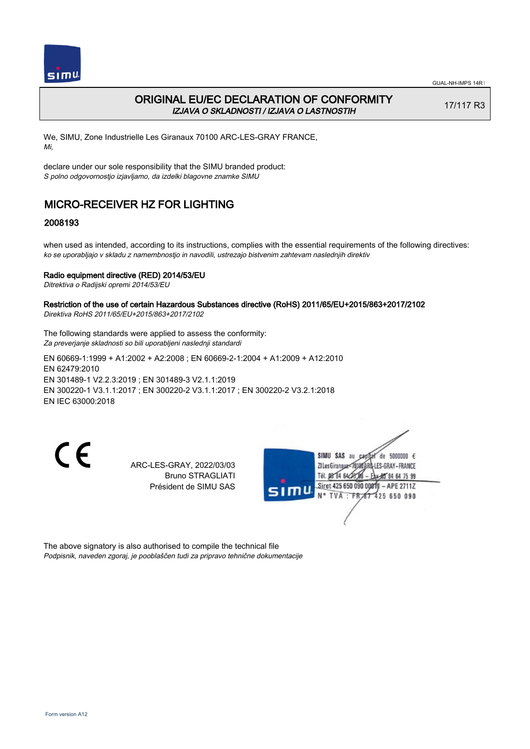GUAL-NH-IMPS 14R1

# ORIGINAL EU/EC DECLARATION OF CONFORMITY

*IZJAVA O SKLADNOSTI / IZJAVA O LASTNOSTIH*

17/117 R3

We, SIMU, Zone Industrielle Les Giranaux 70100 ARC-LES-GRAY FRANCE,
*Mi,*

declare under our sole responsibility that the SIMU branded product:
*S polno odgovornostjo izjavljamo, da izdelki blagovne znamke SIMU*

## MICRO-RECEIVER HZ FOR LIGHTING

### 2008193

when used as intended, according to its instructions, complies with the essential requirements of the following directives:
*ko se uporabljajo v skladu z namembnostjo in navodili, ustrezajo bistvenim zahtevam naslednjih direktiv*

**Radio equipment directive (RED) 2014/53/EU**
*Ditrektiva o Radijski opremi 2014/53/EU*

**Restriction of the use of certain Hazardous Substances directive (RoHS) 2011/65/EU+2015/863+2017/2102**
*Direktiva RoHS 2011/65/EU+2015/863+2017/2102*

The following standards were applied to assess the conformity:
*Za preverjanje skladnosti so bili uporabljeni naslednji standardi*

EN 60669-1:1999 + A1:2002 + A2:2008 ; EN 60669-2-1:2004 + A1:2009 + A12:2010
EN 62479:2010
EN 301489-1 V2.2.3:2019 ; EN 301489-3 V2.1.1:2019
EN 300220-1 V3.1.1:2017 ; EN 300220-2 V3.1.1:2017 ; EN 300220-2 V3.2.1:2018
EN IEC 63000:2018

CE

ARC-LES-GRAY, 2022/03/03
Bruno STRAGLIATI
Président de SIMU SAS

SIMU SAS au capital de 5000000 €
ZI Les Giranaux 70100 ARC-LES-GRAY-FRANCE
Tél. 03 84 64 75 00 – Fax 03 84 64 75 99
Siret 425 650 090 00011 – APE 2711Z
N° TVA : FR 87 425 650 090

The above signatory is also authorised to compile the technical file
*Podpisnik, naveden zgoraj, je pooblaščen tudi za pripravo tehnične dokumentacije*

Form version A12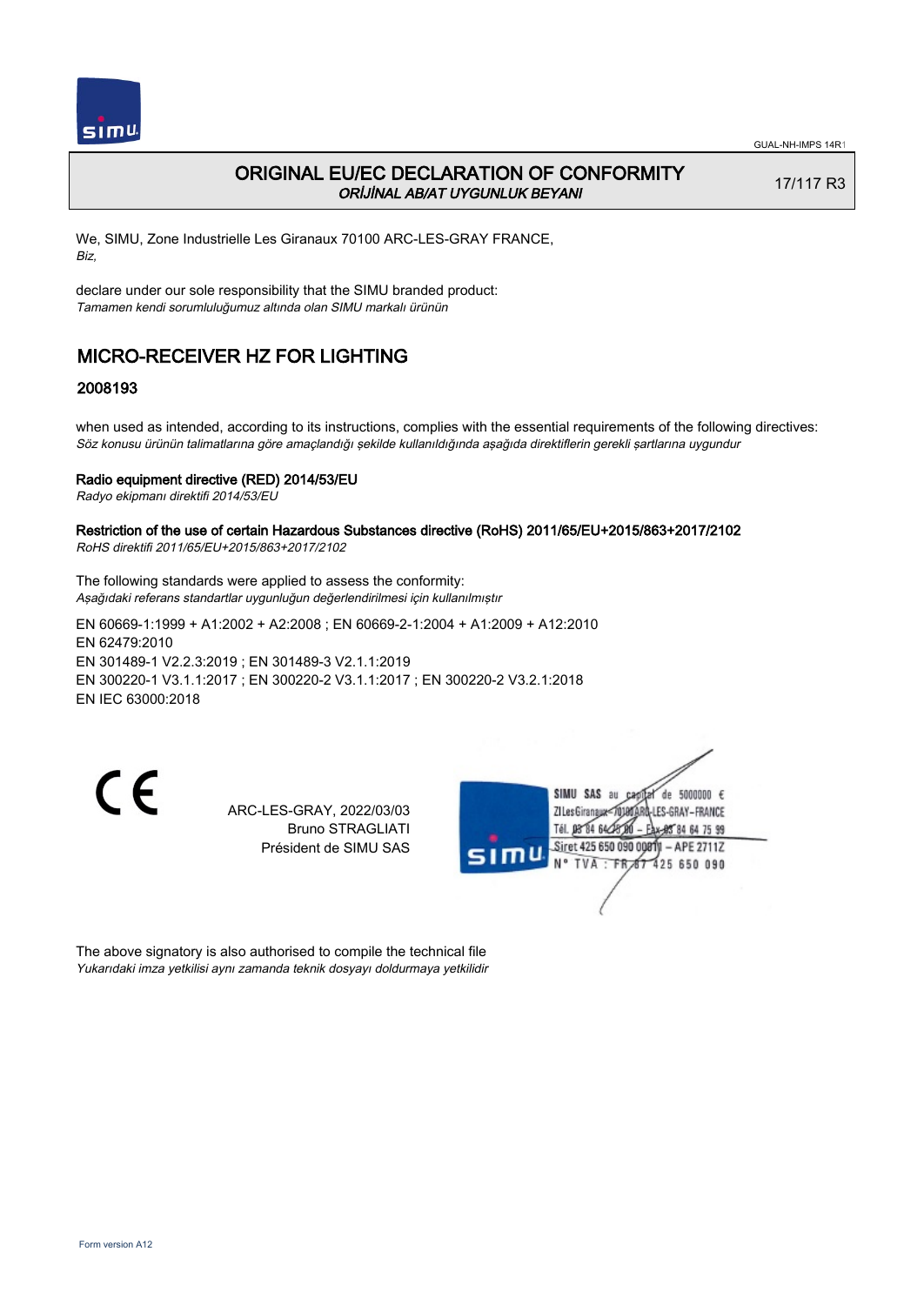# ORIGINAL EU/EC DECLARATION OF CONFORMITY

*ORİJİNAL AB/AT UYGUNLUK BEYANI*

17/117 R3

We, SIMU, Zone Industrielle Les Giranaux 70100 ARC-LES-GRAY FRANCE,
*Biz,*

declare under our sole responsibility that the SIMU branded product:
*Tamamen kendi sorumluluğumuz altında olan SIMU markalı ürünün*

## MICRO-RECEIVER HZ FOR LIGHTING

### 2008193

when used as intended, according to its instructions, complies with the essential requirements of the following directives:
*Söz konusu ürünün talimatlarına göre amaçlandığı şekilde kullanıldığında aşağıda direktiflerin gerekli şartlarına uygundur*

**Radio equipment directive (RED) 2014/53/EU**
*Radyo ekipmanı direktifi 2014/53/EU*

**Restriction of the use of certain Hazardous Substances directive (RoHS) 2011/65/EU+2015/863+2017/2102**
*RoHS direktifi 2011/65/EU+2015/863+2017/2102*

The following standards were applied to assess the conformity:
*Aşağıdaki referans standartlar uygunluğun değerlendirilmesi için kullanılmıştır*

EN 60669-1:1999 + A1:2002 + A2:2008 ; EN 60669-2-1:2004 + A1:2009 + A12:2010
EN 62479:2010
EN 301489-1 V2.2.3:2019 ; EN 301489-3 V2.1.1:2019
EN 300220-1 V3.1.1:2017 ; EN 300220-2 V3.1.1:2017 ; EN 300220-2 V3.2.1:2018
EN IEC 63000:2018

CE

ARC-LES-GRAY, 2022/03/03
Bruno STRAGLIATI
Président de SIMU SAS

SIMU SAS au capital de 5000000 €
ZI Les Giranaux 70100 ARC-LES-GRAY-FRANCE
Tél. 03 84 64 75 00 – Fax 03 84 64 75 99
Siret 425 650 090 00011 – APE 2711Z
N° TVA : FR 87 425 650 090

The above signatory is also authorised to compile the technical file
*Yukarıdaki imza yetkilisi aynı zamanda teknik dosyayı doldurmaya yetkilidir*